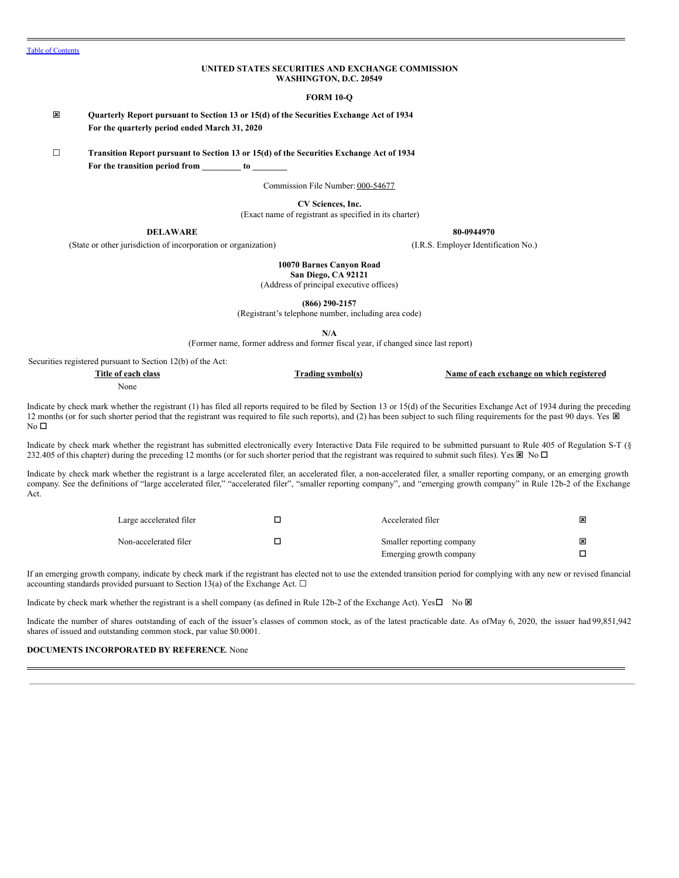Table of Contents

**UNITED STATES SECURITIES AND EXCHANGE COMMISSION**
**WASHINGTON, D.C. 20549**

**FORM 10-Q**

☒ **Quarterly Report pursuant to Section 13 or 15(d) of the Securities Exchange Act of 1934**
**For the quarterly period ended March 31, 2020**

☐ **Transition Report pursuant to Section 13 or 15(d) of the Securities Exchange Act of 1934**
**For the transition period from \_\_\_\_\_\_\_\_\_ to \_\_\_\_\_\_\_\_**

Commission File Number: 000-54677

**CV Sciences, Inc.**
(Exact name of registrant as specified in its charter)

| | |
|---|---|
| **DELAWARE** | **80-0944970** |
| (State or other jurisdiction of incorporation or organization) | (I.R.S. Employer Identification No.) |

**10070 Barnes Canyon Road**
**San Diego, CA 92121**
(Address of principal executive offices)

**(866) 290-2157**
(Registrant's telephone number, including area code)

**N/A**
(Former name, former address and former fiscal year, if changed since last report)

Securities registered pursuant to Section 12(b) of the Act:

| Title of each class | Trading symbol(s) | Name of each exchange on which registered |
|---|---|---|
| None | | |

Indicate by check mark whether the registrant (1) has filed all reports required to be filed by Section 13 or 15(d) of the Securities Exchange Act of 1934 during the preceding 12 months (or for such shorter period that the registrant was required to file such reports), and (2) has been subject to such filing requirements for the past 90 days. Yes ☒ No ☐

Indicate by check mark whether the registrant has submitted electronically every Interactive Data File required to be submitted pursuant to Rule 405 of Regulation S-T (§ 232.405 of this chapter) during the preceding 12 months (or for such shorter period that the registrant was required to submit such files). Yes ☒ No ☐

Indicate by check mark whether the registrant is a large accelerated filer, an accelerated filer, a non-accelerated filer, a smaller reporting company, or an emerging growth company. See the definitions of "large accelerated filer," "accelerated filer", "smaller reporting company", and "emerging growth company" in Rule 12b-2 of the Exchange Act.

| | | | |
|---|---|---|---|
| Large accelerated filer | ☐ | Accelerated filer | ☒ |
| Non-accelerated filer | ☐ | Smaller reporting company | ☒ |
| | | Emerging growth company | ☐ |

If an emerging growth company, indicate by check mark if the registrant has elected not to use the extended transition period for complying with any new or revised financial accounting standards provided pursuant to Section 13(a) of the Exchange Act. ☐

Indicate by check mark whether the registrant is a shell company (as defined in Rule 12b-2 of the Exchange Act). Yes☐ No ☒

Indicate the number of shares outstanding of each of the issuer's classes of common stock, as of the latest practicable date. As of May 6, 2020, the issuer had 99,851,942 shares of issued and outstanding common stock, par value $0.0001.

**DOCUMENTS INCORPORATED BY REFERENCE**. None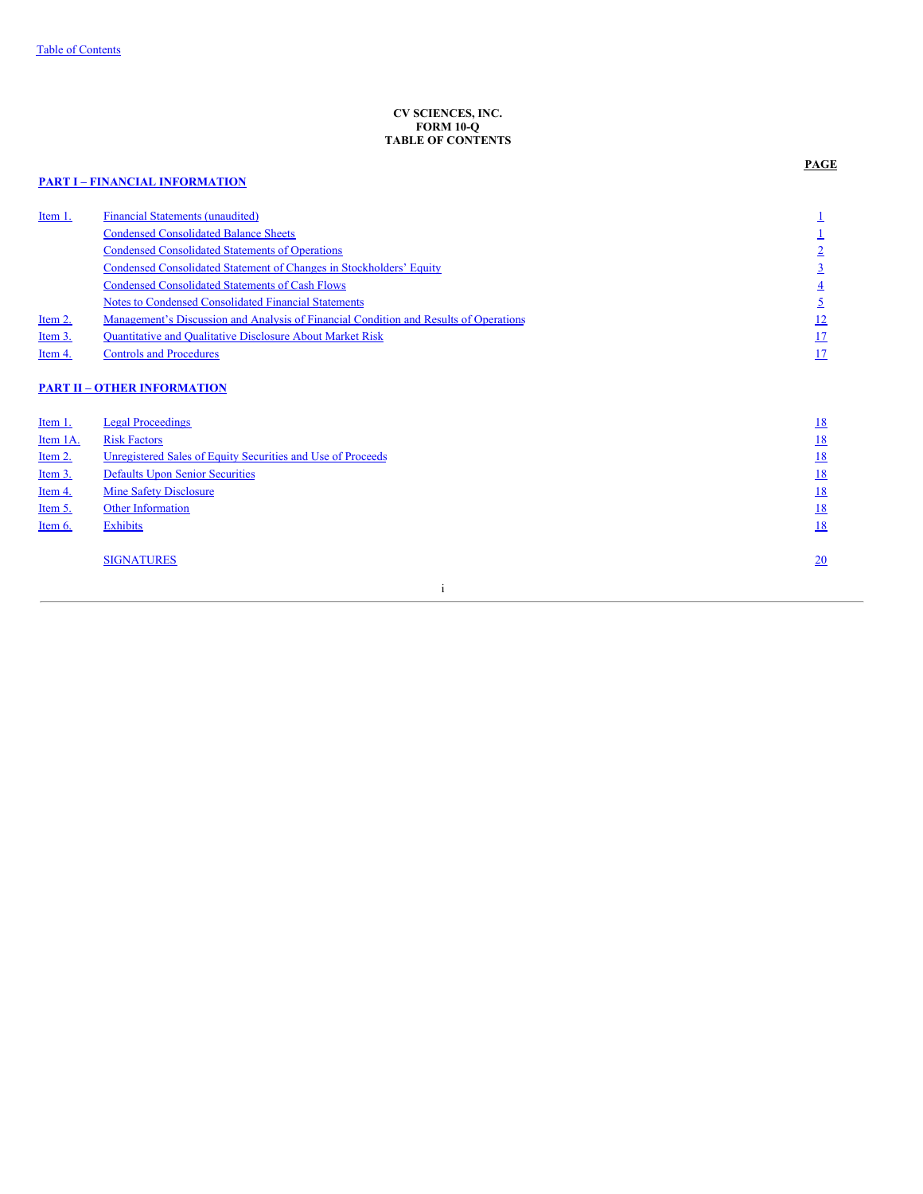Table of Contents

**CV SCIENCES, INC.**
**FORM 10-Q**
**TABLE OF CONTENTS**

| | | PAGE |
|---|---|---|
| **PART I – FINANCIAL INFORMATION** | | |
| Item 1. | Financial Statements (unaudited) | 1 |
| | Condensed Consolidated Balance Sheets | 1 |
| | Condensed Consolidated Statements of Operations | 2 |
| | Condensed Consolidated Statement of Changes in Stockholders' Equity | 3 |
| | Condensed Consolidated Statements of Cash Flows | 4 |
| | Notes to Condensed Consolidated Financial Statements | 5 |
| Item 2. | Management's Discussion and Analysis of Financial Condition and Results of Operations | 12 |
| Item 3. | Quantitative and Qualitative Disclosure About Market Risk | 17 |
| Item 4. | Controls and Procedures | 17 |
| **PART II – OTHER INFORMATION** | | |
| Item 1. | Legal Proceedings | 18 |
| Item 1A. | Risk Factors | 18 |
| Item 2. | Unregistered Sales of Equity Securities and Use of Proceeds | 18 |
| Item 3. | Defaults Upon Senior Securities | 18 |
| Item 4. | Mine Safety Disclosure | 18 |
| Item 5. | Other Information | 18 |
| Item 6. | Exhibits | 18 |
| | SIGNATURES | 20 |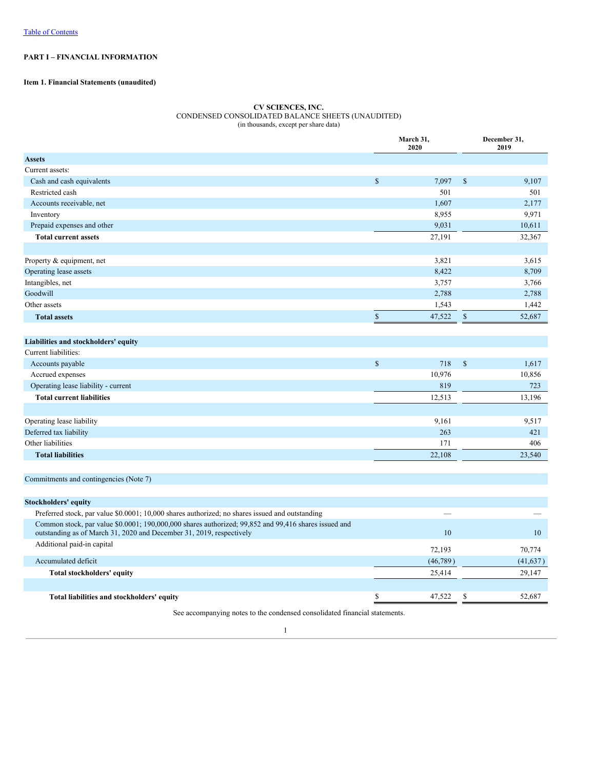[Table of Contents](#)

**PART I – FINANCIAL INFORMATION**

**Item 1. Financial Statements (unaudited)**

**CV SCIENCES, INC.**
CONDENSED CONSOLIDATED BALANCE SHEETS (UNAUDITED)
(in thousands, except per share data)

| | March 31, 2020 | December 31, 2019 |
|---|---|---|
| **Assets** | | |
| Current assets: | | |
| Cash and cash equivalents | $ 7,097 | $ 9,107 |
| Restricted cash | 501 | 501 |
| Accounts receivable, net | 1,607 | 2,177 |
| Inventory | 8,955 | 9,971 |
| Prepaid expenses and other | 9,031 | 10,611 |
| **Total current assets** | 27,191 | 32,367 |
| | | |
| Property & equipment, net | 3,821 | 3,615 |
| Operating lease assets | 8,422 | 8,709 |
| Intangibles, net | 3,757 | 3,766 |
| Goodwill | 2,788 | 2,788 |
| Other assets | 1,543 | 1,442 |
| **Total assets** | $ 47,522 | $ 52,687 |
| | | |
| **Liabilities and stockholders' equity** | | |
| Current liabilities: | | |
| Accounts payable | $ 718 | $ 1,617 |
| Accrued expenses | 10,976 | 10,856 |
| Operating lease liability - current | 819 | 723 |
| **Total current liabilities** | 12,513 | 13,196 |
| | | |
| Operating lease liability | 9,161 | 9,517 |
| Deferred tax liability | 263 | 421 |
| Other liabilities | 171 | 406 |
| **Total liabilities** | 22,108 | 23,540 |
| | | |
| Commitments and contingencies (Note 7) | | |
| | | |
| **Stockholders' equity** | | |
| Preferred stock, par value $0.0001; 10,000 shares authorized; no shares issued and outstanding | — | — |
| Common stock, par value $0.0001; 190,000,000 shares authorized; 99,852 and 99,416 shares issued and outstanding as of March 31, 2020 and December 31, 2019, respectively | 10 | 10 |
| Additional paid-in capital | 72,193 | 70,774 |
| Accumulated deficit | (46,789) | (41,637) |
| **Total stockholders' equity** | 25,414 | 29,147 |
| | | |
| **Total liabilities and stockholders' equity** | $ 47,522 | $ 52,687 |

See accompanying notes to the condensed consolidated financial statements.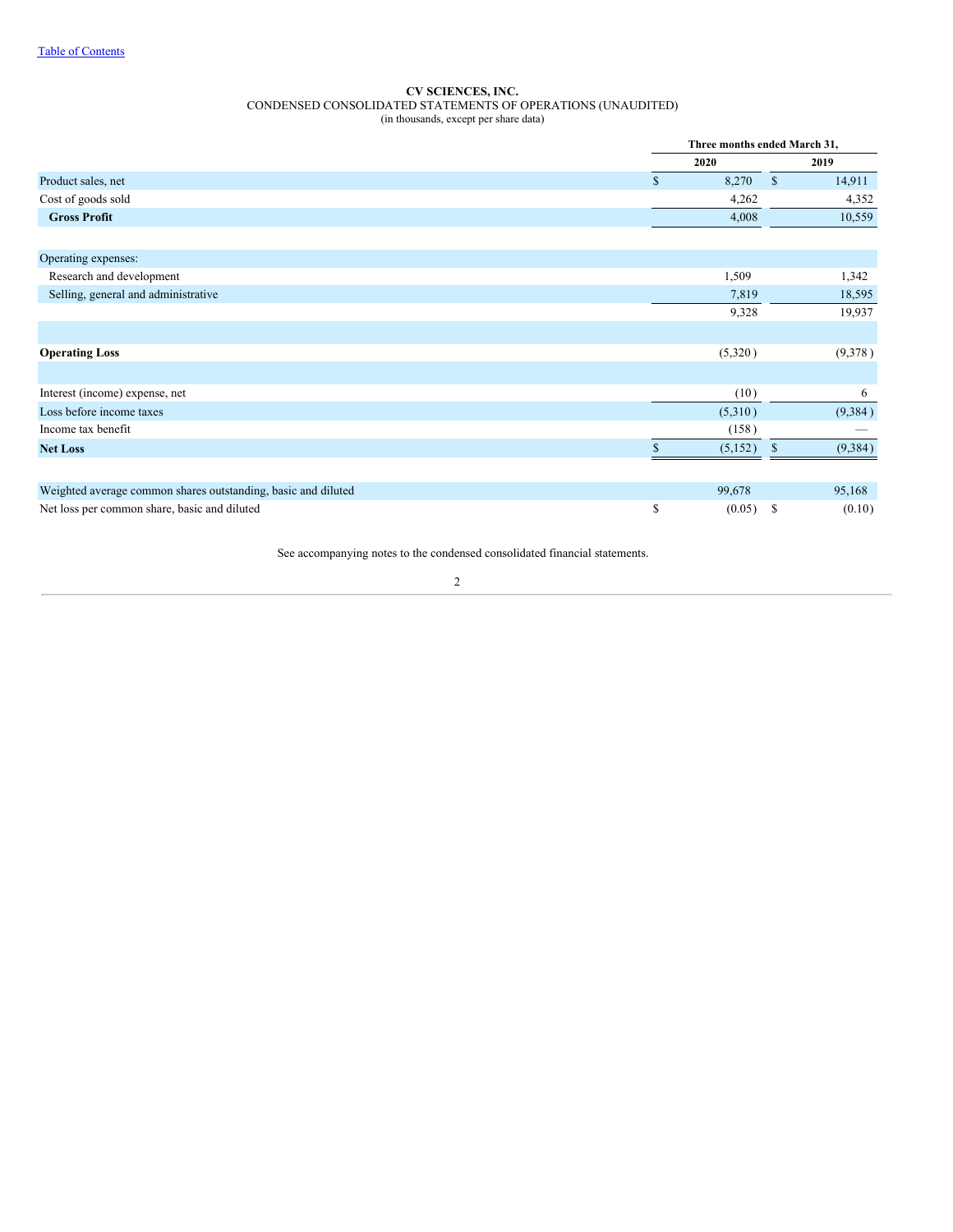[Table of Contents](#)

**CV SCIENCES, INC.**
CONDENSED CONSOLIDATED STATEMENTS OF OPERATIONS (UNAUDITED)
(in thousands, except per share data)

| | Three months ended March 31, | |
|---|---|---|
| | **2020** | **2019** |
| Product sales, net | $ 8,270 | $ 14,911 |
| Cost of goods sold | 4,262 | 4,352 |
| **Gross Profit** | 4,008 | 10,559 |
| | | |
| Operating expenses: | | |
| Research and development | 1,509 | 1,342 |
| Selling, general and administrative | 7,819 | 18,595 |
| | 9,328 | 19,937 |
| | | |
| **Operating Loss** | (5,320) | (9,378) |
| | | |
| Interest (income) expense, net | (10) | 6 |
| Loss before income taxes | (5,310) | (9,384) |
| Income tax benefit | (158) | — |
| **Net Loss** | $ (5,152) | $ (9,384) |
| | | |
| Weighted average common shares outstanding, basic and diluted | 99,678 | 95,168 |
| Net loss per common share, basic and diluted | $ (0.05) | $ (0.10) |

See accompanying notes to the condensed consolidated financial statements.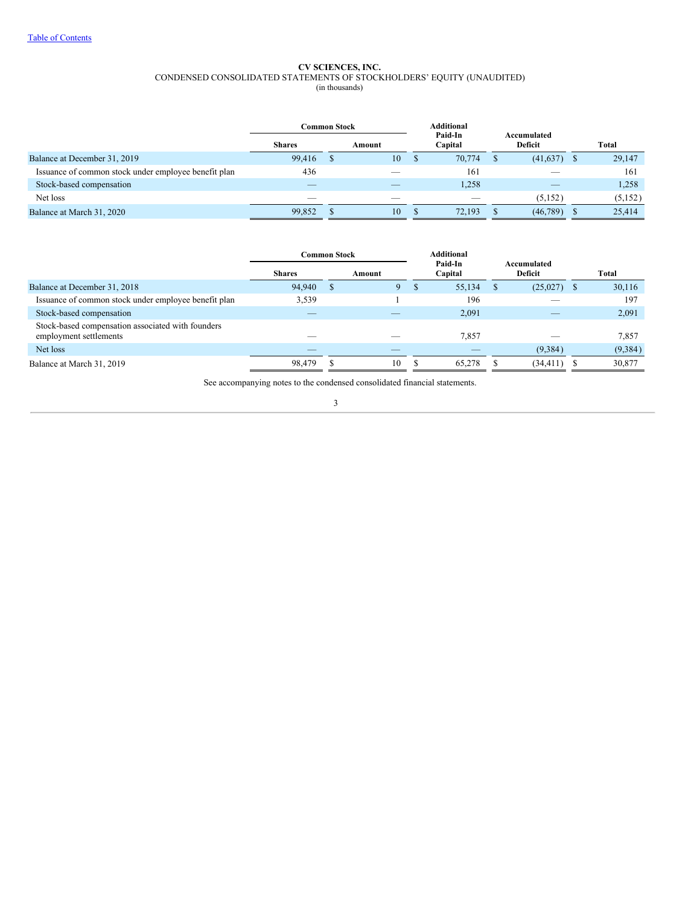[Table of Contents](#)

**CV SCIENCES, INC.**
CONDENSED CONSOLIDATED STATEMENTS OF STOCKHOLDERS' EQUITY (UNAUDITED)
(in thousands)

| | Common Stock | | Additional Paid-In Capital | Accumulated Deficit | Total |
|---|---|---|---|---|---|
| | Shares | Amount | | | |
| Balance at December 31, 2019 | 99,416 | $ 10 | $ 70,774 | $ (41,637) | $ 29,147 |
| Issuance of common stock under employee benefit plan | 436 | — | 161 | — | 161 |
| Stock-based compensation | — | — | 1,258 | — | 1,258 |
| Net loss | — | — | — | (5,152) | (5,152) |
| Balance at March 31, 2020 | 99,852 | $ 10 | $ 72,193 | $ (46,789) | $ 25,414 |

| | Common Stock | | Additional Paid-In Capital | Accumulated Deficit | Total |
|---|---|---|---|---|---|
| | Shares | Amount | | | |
| Balance at December 31, 2018 | 94,940 | $ 9 | $ 55,134 | $ (25,027) | $ 30,116 |
| Issuance of common stock under employee benefit plan | 3,539 | 1 | 196 | — | 197 |
| Stock-based compensation | — | — | 2,091 | — | 2,091 |
| Stock-based compensation associated with founders employment settlements | — | — | 7,857 | — | 7,857 |
| Net loss | — | — | — | (9,384) | (9,384) |
| Balance at March 31, 2019 | 98,479 | $ 10 | $ 65,278 | $ (34,411) | $ 30,877 |

See accompanying notes to the condensed consolidated financial statements.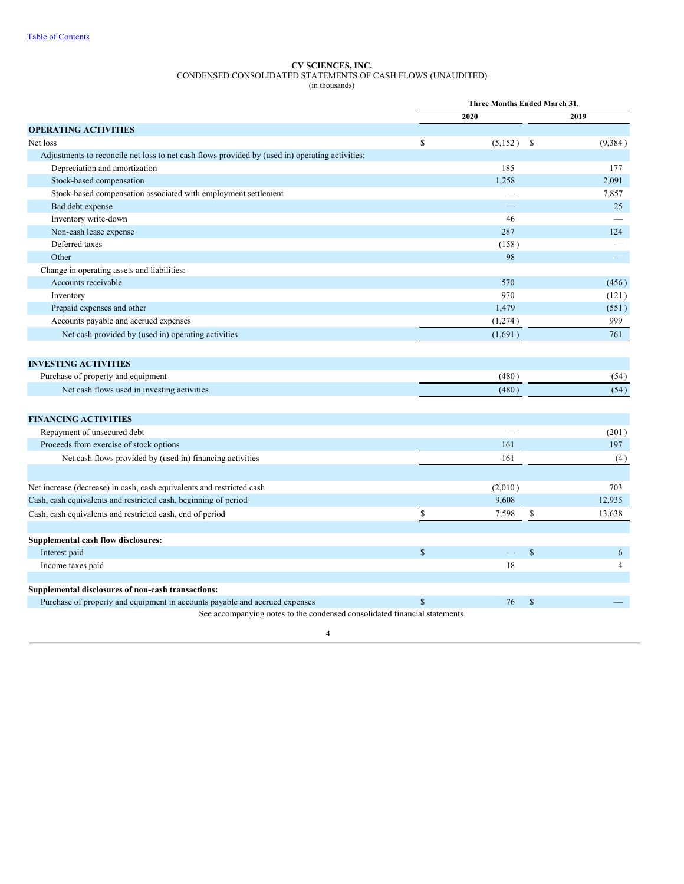Table of Contents

**CV SCIENCES, INC.**
CONDENSED CONSOLIDATED STATEMENTS OF CASH FLOWS (UNAUDITED)
(in thousands)

| | Three Months Ended March 31, | |
|---|---|---|
| | 2020 | 2019 |
| **OPERATING ACTIVITIES** | | |
| Net loss | $ (5,152) | $ (9,384) |
| Adjustments to reconcile net loss to net cash flows provided by (used in) operating activities: | | |
| Depreciation and amortization | 185 | 177 |
| Stock-based compensation | 1,258 | 2,091 |
| Stock-based compensation associated with employment settlement | — | 7,857 |
| Bad debt expense | — | 25 |
| Inventory write-down | 46 | — |
| Non-cash lease expense | 287 | 124 |
| Deferred taxes | (158) | — |
| Other | 98 | — |
| Change in operating assets and liabilities: | | |
| Accounts receivable | 570 | (456) |
| Inventory | 970 | (121) |
| Prepaid expenses and other | 1,479 | (551) |
| Accounts payable and accrued expenses | (1,274) | 999 |
| Net cash provided by (used in) operating activities | (1,691) | 761 |
| **INVESTING ACTIVITIES** | | |
| Purchase of property and equipment | (480) | (54) |
| Net cash flows used in investing activities | (480) | (54) |
| **FINANCING ACTIVITIES** | | |
| Repayment of unsecured debt | — | (201) |
| Proceeds from exercise of stock options | 161 | 197 |
| Net cash flows provided by (used in) financing activities | 161 | (4) |
| Net increase (decrease) in cash, cash equivalents and restricted cash | (2,010) | 703 |
| Cash, cash equivalents and restricted cash, beginning of period | 9,608 | 12,935 |
| Cash, cash equivalents and restricted cash, end of period | $ 7,598 | $ 13,638 |
| **Supplemental cash flow disclosures:** | | |
| Interest paid | $ — | $ 6 |
| Income taxes paid | 18 | 4 |
| **Supplemental disclosures of non-cash transactions:** | | |
| Purchase of property and equipment in accounts payable and accrued expenses | $ 76 | $ — |

See accompanying notes to the condensed consolidated financial statements.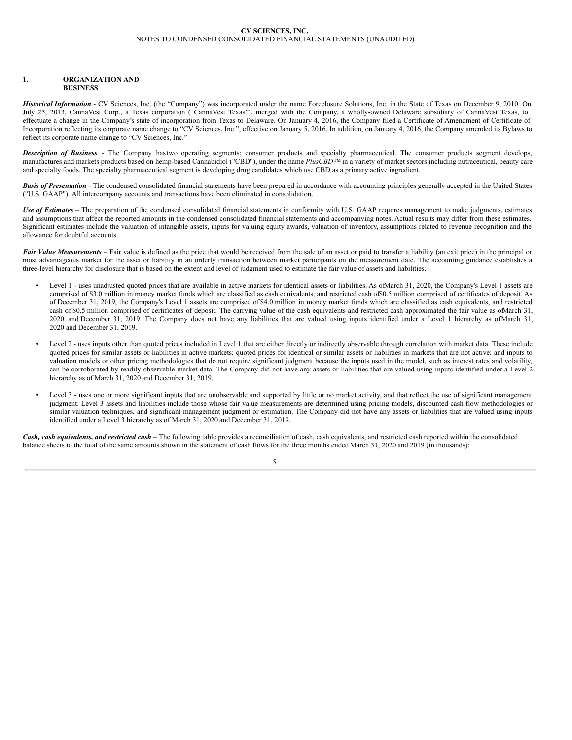# 1. ORGANIZATION AND BUSINESS

***Historical Information*** - CV Sciences, Inc. (the "Company") was incorporated under the name Foreclosure Solutions, Inc. in the State of Texas on December 9, 2010. On July 25, 2013, CannaVest Corp., a Texas corporation ("CannaVest Texas"), merged with the Company, a wholly-owned Delaware subsidiary of CannaVest Texas, to effectuate a change in the Company's state of incorporation from Texas to Delaware. On January 4, 2016, the Company filed a Certificate of Amendment of Certificate of Incorporation reflecting its corporate name change to "CV Sciences, Inc.", effective on January 5, 2016. In addition, on January 4, 2016, the Company amended its Bylaws to reflect its corporate name change to "CV Sciences, Inc."

***Description of Business*** - The Company has two operating segments; consumer products and specialty pharmaceutical. The consumer products segment develops, manufactures and markets products based on hemp-based Cannabidiol ("CBD"), under the name *PlusCBD*™ in a variety of market sectors including nutraceutical, beauty care and specialty foods. The specialty pharmaceutical segment is developing drug candidates which use CBD as a primary active ingredient.

***Basis of Presentation*** - The condensed consolidated financial statements have been prepared in accordance with accounting principles generally accepted in the United States ("U.S. GAAP"). All intercompany accounts and transactions have been eliminated in consolidation.

***Use of Estimates*** – The preparation of the condensed consolidated financial statements in conformity with U.S. GAAP requires management to make judgments, estimates and assumptions that affect the reported amounts in the condensed consolidated financial statements and accompanying notes. Actual results may differ from these estimates. Significant estimates include the valuation of intangible assets, inputs for valuing equity awards, valuation of inventory, assumptions related to revenue recognition and the allowance for doubtful accounts.

***Fair Value Measurements*** – Fair value is defined as the price that would be received from the sale of an asset or paid to transfer a liability (an exit price) in the principal or most advantageous market for the asset or liability in an orderly transaction between market participants on the measurement date. The accounting guidance establishes a three-level hierarchy for disclosure that is based on the extent and level of judgment used to estimate the fair value of assets and liabilities.

- Level 1 - uses unadjusted quoted prices that are available in active markets for identical assets or liabilities. As of March 31, 2020, the Company's Level 1 assets are comprised of $3.0 million in money market funds which are classified as cash equivalents, and restricted cash of $0.5 million comprised of certificates of deposit. As of December 31, 2019, the Company's Level 1 assets are comprised of $4.0 million in money market funds which are classified as cash equivalents, and restricted cash of $0.5 million comprised of certificates of deposit. The carrying value of the cash equivalents and restricted cash approximated the fair value as of March 31, 2020 and December 31, 2019. The Company does not have any liabilities that are valued using inputs identified under a Level 1 hierarchy as of March 31, 2020 and December 31, 2019.

- Level 2 - uses inputs other than quoted prices included in Level 1 that are either directly or indirectly observable through correlation with market data. These include quoted prices for similar assets or liabilities in active markets; quoted prices for identical or similar assets or liabilities in markets that are not active; and inputs to valuation models or other pricing methodologies that do not require significant judgment because the inputs used in the model, such as interest rates and volatility, can be corroborated by readily observable market data. The Company did not have any assets or liabilities that are valued using inputs identified under a Level 2 hierarchy as of March 31, 2020 and December 31, 2019.

- Level 3 - uses one or more significant inputs that are unobservable and supported by little or no market activity, and that reflect the use of significant management judgment. Level 3 assets and liabilities include those whose fair value measurements are determined using pricing models, discounted cash flow methodologies or similar valuation techniques, and significant management judgment or estimation. The Company did not have any assets or liabilities that are valued using inputs identified under a Level 3 hierarchy as of March 31, 2020 and December 31, 2019.

***Cash, cash equivalents, and restricted cash*** – The following table provides a reconciliation of cash, cash equivalents, and restricted cash reported within the consolidated balance sheets to the total of the same amounts shown in the statement of cash flows for the three months ended March 31, 2020 and 2019 (in thousands):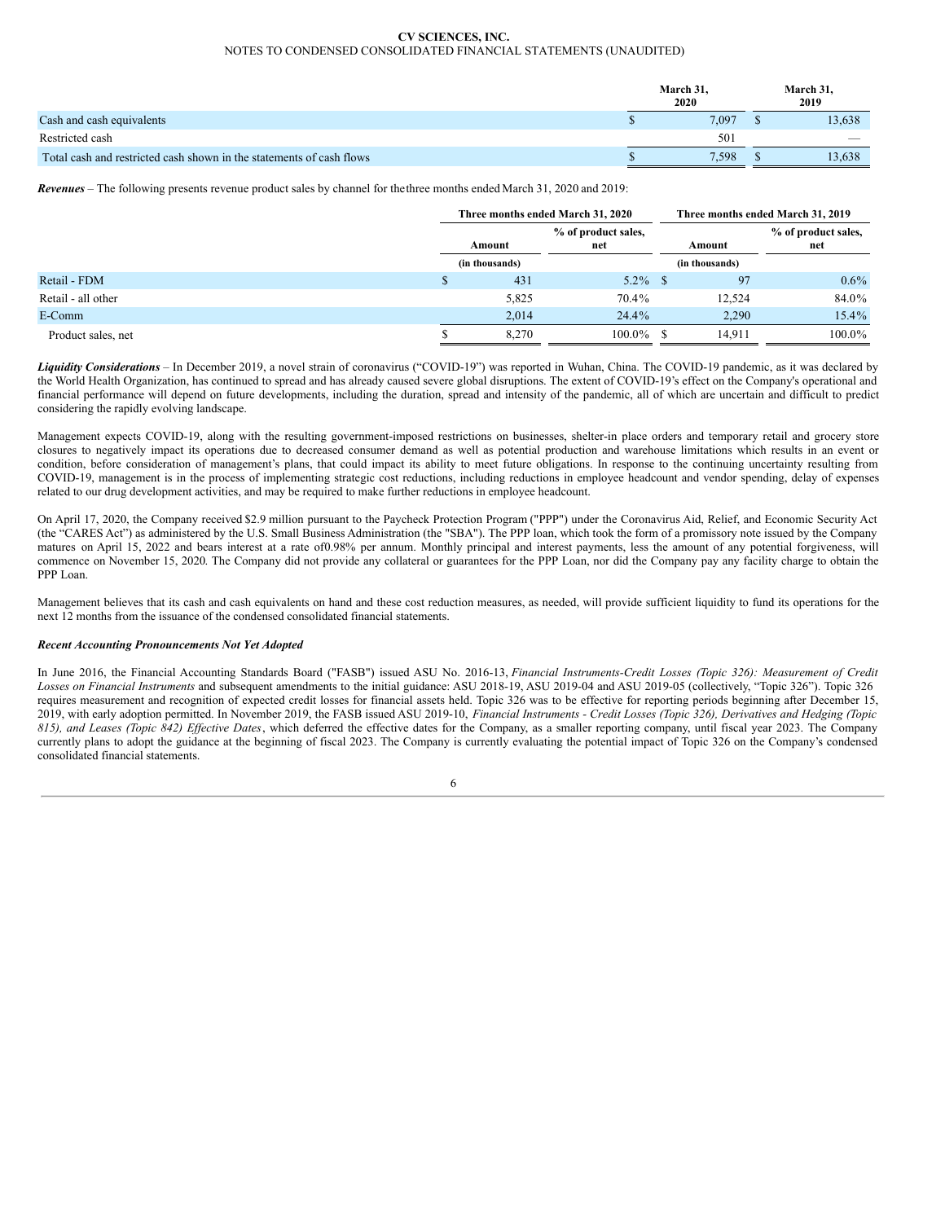| | March 31, 2020 | March 31, 2019 |
|---|---|---|
| Cash and cash equivalents | $ 7,097 | $ 13,638 |
| Restricted cash | 501 | — |
| Total cash and restricted cash shown in the statements of cash flows | $ 7,598 | $ 13,638 |

***Revenues*** – The following presents revenue product sales by channel for the three months ended March 31, 2020 and 2019:

| | Three months ended March 31, 2020 | | Three months ended March 31, 2019 | |
|---|---|---|---|---|
| | Amount (in thousands) | % of product sales, net | Amount (in thousands) | % of product sales, net |
| Retail - FDM | $ 431 | 5.2% | $ 97 | 0.6% |
| Retail - all other | 5,825 | 70.4% | 12,524 | 84.0% |
| E-Comm | 2,014 | 24.4% | 2,290 | 15.4% |
| Product sales, net | $ 8,270 | 100.0% | $ 14,911 | 100.0% |

***Liquidity Considerations*** – In December 2019, a novel strain of coronavirus ("COVID-19") was reported in Wuhan, China. The COVID-19 pandemic, as it was declared by the World Health Organization, has continued to spread and has already caused severe global disruptions. The extent of COVID-19's effect on the Company's operational and financial performance will depend on future developments, including the duration, spread and intensity of the pandemic, all of which are uncertain and difficult to predict considering the rapidly evolving landscape.

Management expects COVID-19, along with the resulting government-imposed restrictions on businesses, shelter-in place orders and temporary retail and grocery store closures to negatively impact its operations due to decreased consumer demand as well as potential production and warehouse limitations which results in an event or condition, before consideration of management's plans, that could impact its ability to meet future obligations. In response to the continuing uncertainty resulting from COVID-19, management is in the process of implementing strategic cost reductions, including reductions in employee headcount and vendor spending, delay of expenses related to our drug development activities, and may be required to make further reductions in employee headcount.

On April 17, 2020, the Company received $2.9 million pursuant to the Paycheck Protection Program ("PPP") under the Coronavirus Aid, Relief, and Economic Security Act (the "CARES Act") as administered by the U.S. Small Business Administration (the "SBA"). The PPP loan, which took the form of a promissory note issued by the Company matures on April 15, 2022 and bears interest at a rate of 0.98% per annum. Monthly principal and interest payments, less the amount of any potential forgiveness, will commence on November 15, 2020. The Company did not provide any collateral or guarantees for the PPP Loan, nor did the Company pay any facility charge to obtain the PPP Loan.

Management believes that its cash and cash equivalents on hand and these cost reduction measures, as needed, will provide sufficient liquidity to fund its operations for the next 12 months from the issuance of the condensed consolidated financial statements.

***Recent Accounting Pronouncements Not Yet Adopted***

In June 2016, the Financial Accounting Standards Board ("FASB") issued ASU No. 2016-13, *Financial Instruments-Credit Losses (Topic 326): Measurement of Credit Losses on Financial Instruments* and subsequent amendments to the initial guidance: ASU 2018-19, ASU 2019-04 and ASU 2019-05 (collectively, "Topic 326"). Topic 326 requires measurement and recognition of expected credit losses for financial assets held. Topic 326 was to be effective for reporting periods beginning after December 15, 2019, with early adoption permitted. In November 2019, the FASB issued ASU 2019-10, *Financial Instruments - Credit Losses (Topic 326), Derivatives and Hedging (Topic 815), and Leases (Topic 842) Effective Dates*, which deferred the effective dates for the Company, as a smaller reporting company, until fiscal year 2023. The Company currently plans to adopt the guidance at the beginning of fiscal 2023. The Company is currently evaluating the potential impact of Topic 326 on the Company's condensed consolidated financial statements.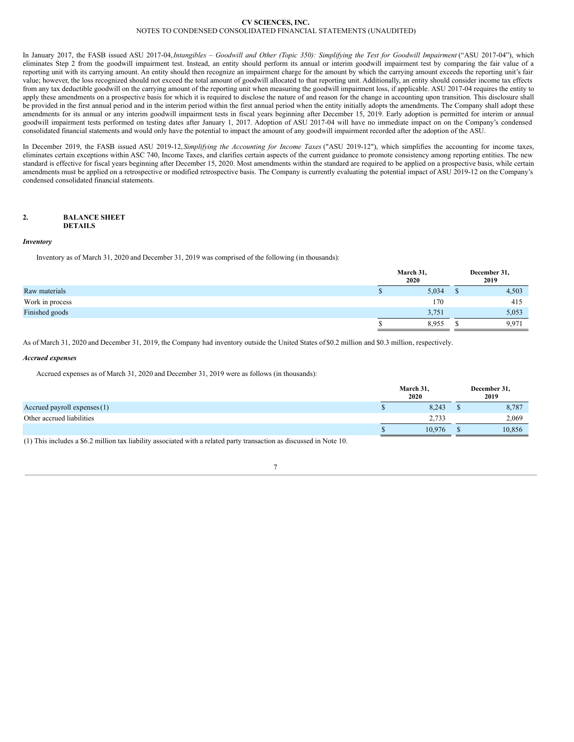In January 2017, the FASB issued ASU 2017-04, *Intangibles – Goodwill and Other (Topic 350): Simplifying the Test for Goodwill Impairment* ("ASU 2017-04"), which eliminates Step 2 from the goodwill impairment test. Instead, an entity should perform its annual or interim goodwill impairment test by comparing the fair value of a reporting unit with its carrying amount. An entity should then recognize an impairment charge for the amount by which the carrying amount exceeds the reporting unit's fair value; however, the loss recognized should not exceed the total amount of goodwill allocated to that reporting unit. Additionally, an entity should consider income tax effects from any tax deductible goodwill on the carrying amount of the reporting unit when measuring the goodwill impairment loss, if applicable. ASU 2017-04 requires the entity to apply these amendments on a prospective basis for which it is required to disclose the nature of and reason for the change in accounting upon transition. This disclosure shall be provided in the first annual period and in the interim period within the first annual period when the entity initially adopts the amendments. The Company shall adopt these amendments for its annual or any interim goodwill impairment tests in fiscal years beginning after December 15, 2019. Early adoption is permitted for interim or annual goodwill impairment tests performed on testing dates after January 1, 2017. Adoption of ASU 2017-04 will have no immediate impact on on the Company's condensed consolidated financial statements and would only have the potential to impact the amount of any goodwill impairment recorded after the adoption of the ASU.

In December 2019, the FASB issued ASU 2019-12, *Simplifying the Accounting for Income Taxes* ("ASU 2019-12"), which simplifies the accounting for income taxes, eliminates certain exceptions within ASC 740, Income Taxes, and clarifies certain aspects of the current guidance to promote consistency among reporting entities. The new standard is effective for fiscal years beginning after December 15, 2020. Most amendments within the standard are required to be applied on a prospective basis, while certain amendments must be applied on a retrospective or modified retrospective basis. The Company is currently evaluating the potential impact of ASU 2019-12 on the Company's condensed consolidated financial statements.

## 2. BALANCE SHEET DETAILS

***Inventory***

Inventory as of March 31, 2020 and December 31, 2019 was comprised of the following (in thousands):

| | March 31, 2020 | December 31, 2019 |
|---|---|---|
| Raw materials | $ 5,034 | $ 4,503 |
| Work in process | 170 | 415 |
| Finished goods | 3,751 | 5,053 |
| | $ 8,955 | $ 9,971 |

As of March 31, 2020 and December 31, 2019, the Company had inventory outside the United States of $0.2 million and $0.3 million, respectively.

***Accrued expenses***

Accrued expenses as of March 31, 2020 and December 31, 2019 were as follows (in thousands):

| | March 31, 2020 | December 31, 2019 |
|---|---|---|
| Accrued payroll expenses (1) | $ 8,243 | $ 8,787 |
| Other accrued liabilities | 2,733 | 2,069 |
| | $ 10,976 | $ 10,856 |

(1) This includes a $6.2 million tax liability associated with a related party transaction as discussed in Note 10.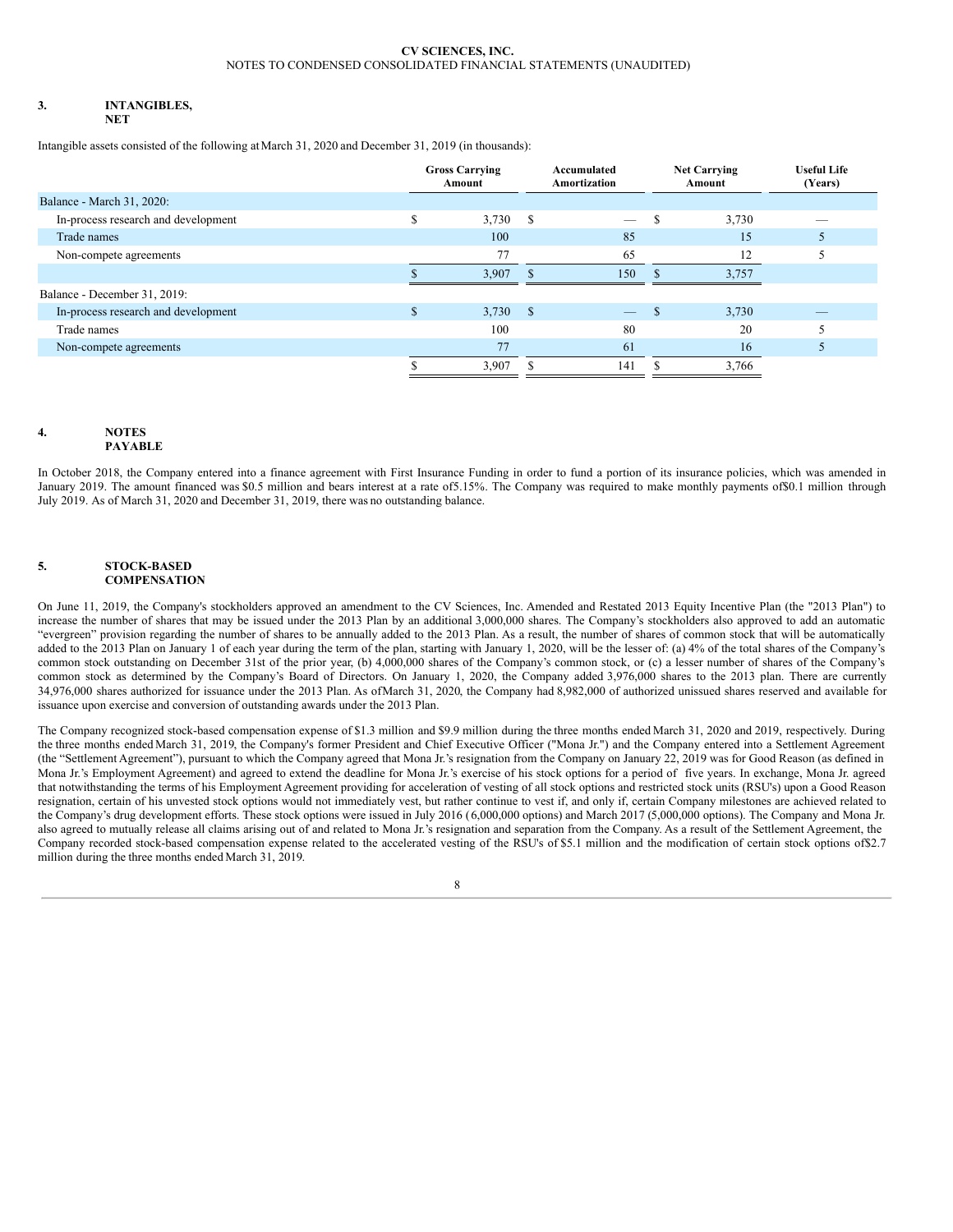CV SCIENCES, INC.
NOTES TO CONDENSED CONSOLIDATED FINANCIAL STATEMENTS (UNAUDITED)

## 3. INTANGIBLES, NET

Intangible assets consisted of the following at March 31, 2020 and December 31, 2019 (in thousands):

| | Gross Carrying Amount | Accumulated Amortization | Net Carrying Amount | Useful Life (Years) |
|---|---|---|---|---|
| Balance - March 31, 2020: | | | | |
| In-process research and development | $ 3,730 | $ — | $ 3,730 | — |
| Trade names | 100 | 85 | 15 | 5 |
| Non-compete agreements | 77 | 65 | 12 | 5 |
| | $ 3,907 | $ 150 | $ 3,757 | |
| Balance - December 31, 2019: | | | | |
| In-process research and development | $ 3,730 | $ — | $ 3,730 | — |
| Trade names | 100 | 80 | 20 | 5 |
| Non-compete agreements | 77 | 61 | 16 | 5 |
| | $ 3,907 | $ 141 | $ 3,766 | |

## 4. NOTES PAYABLE

In October 2018, the Company entered into a finance agreement with First Insurance Funding in order to fund a portion of its insurance policies, which was amended in January 2019. The amount financed was $0.5 million and bears interest at a rate of5.15%. The Company was required to make monthly payments of$0.1 million through July 2019. As of March 31, 2020 and December 31, 2019, there was no outstanding balance.

## 5. STOCK-BASED COMPENSATION

On June 11, 2019, the Company's stockholders approved an amendment to the CV Sciences, Inc. Amended and Restated 2013 Equity Incentive Plan (the "2013 Plan") to increase the number of shares that may be issued under the 2013 Plan by an additional 3,000,000 shares. The Company's stockholders also approved to add an automatic "evergreen" provision regarding the number of shares to be annually added to the 2013 Plan. As a result, the number of shares of common stock that will be automatically added to the 2013 Plan on January 1 of each year during the term of the plan, starting with January 1, 2020, will be the lesser of: (a) 4% of the total shares of the Company's common stock outstanding on December 31st of the prior year, (b) 4,000,000 shares of the Company's common stock, or (c) a lesser number of shares of the Company's common stock as determined by the Company's Board of Directors. On January 1, 2020, the Company added 3,976,000 shares to the 2013 plan. There are currently 34,976,000 shares authorized for issuance under the 2013 Plan. As ofMarch 31, 2020, the Company had 8,982,000 of authorized unissued shares reserved and available for issuance upon exercise and conversion of outstanding awards under the 2013 Plan.

The Company recognized stock-based compensation expense of $1.3 million and $9.9 million during the three months ended March 31, 2020 and 2019, respectively. During the three months ended March 31, 2019, the Company's former President and Chief Executive Officer ("Mona Jr.") and the Company entered into a Settlement Agreement (the "Settlement Agreement"), pursuant to which the Company agreed that Mona Jr.'s resignation from the Company on January 22, 2019 was for Good Reason (as defined in Mona Jr.'s Employment Agreement) and agreed to extend the deadline for Mona Jr.'s exercise of his stock options for a period of five years. In exchange, Mona Jr. agreed that notwithstanding the terms of his Employment Agreement providing for acceleration of vesting of all stock options and restricted stock units (RSU's) upon a Good Reason resignation, certain of his unvested stock options would not immediately vest, but rather continue to vest if, and only if, certain Company milestones are achieved related to the Company's drug development efforts. These stock options were issued in July 2016 (6,000,000 options) and March 2017 (5,000,000 options). The Company and Mona Jr. also agreed to mutually release all claims arising out of and related to Mona Jr.'s resignation and separation from the Company. As a result of the Settlement Agreement, the Company recorded stock-based compensation expense related to the accelerated vesting of the RSU's of $5.1 million and the modification of certain stock options of$2.7 million during the three months ended March 31, 2019.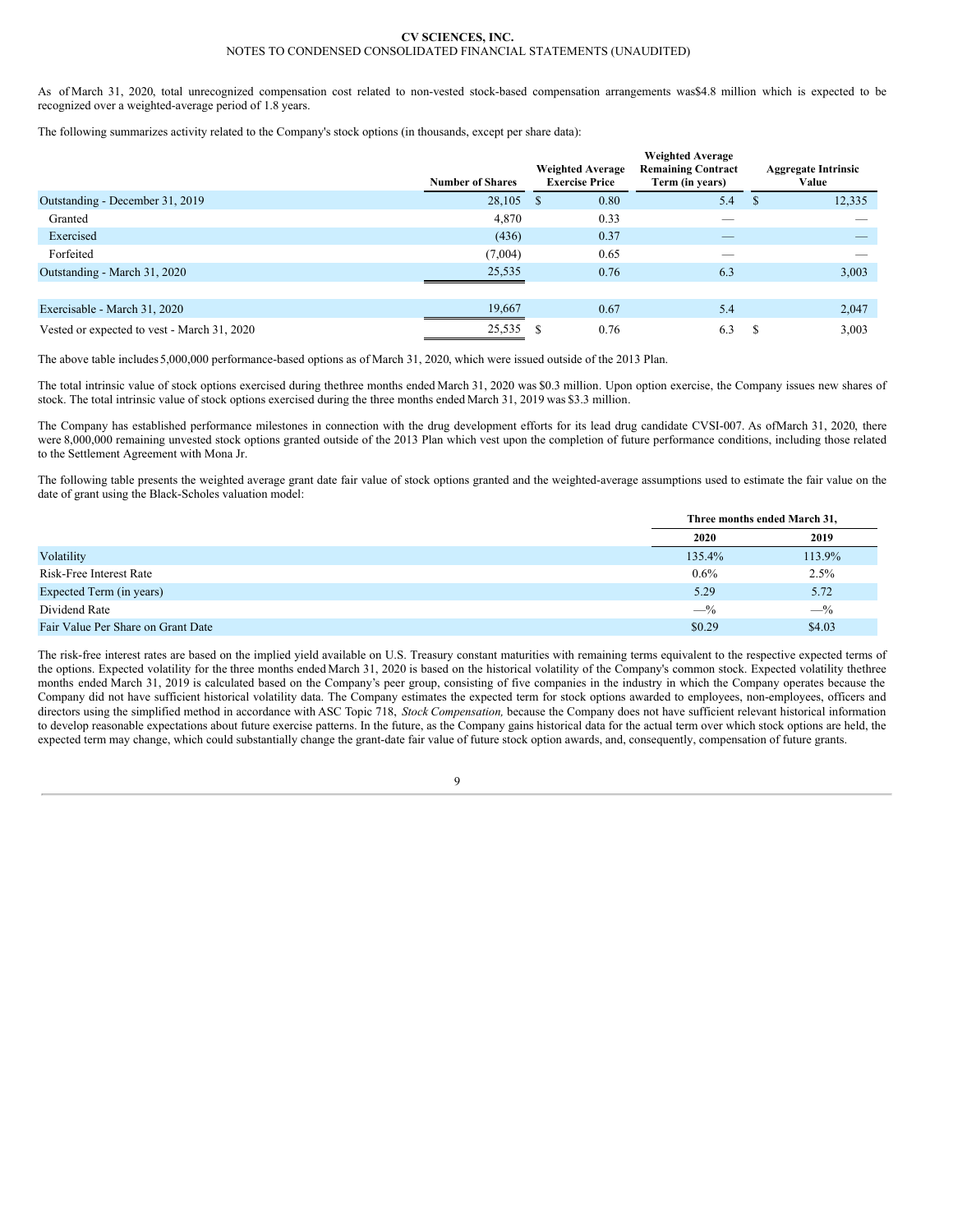As of March 31, 2020, total unrecognized compensation cost related to non-vested stock-based compensation arrangements was $4.8 million which is expected to be recognized over a weighted-average period of 1.8 years.

The following summarizes activity related to the Company's stock options (in thousands, except per share data):

| | Number of Shares | Weighted Average Exercise Price | Weighted Average Remaining Contract Term (in years) | Aggregate Intrinsic Value |
|---|---|---|---|---|
| Outstanding - December 31, 2019 | 28,105 | $ 0.80 | 5.4 | $ 12,335 |
| Granted | 4,870 | 0.33 | — | — |
| Exercised | (436) | 0.37 | — | — |
| Forfeited | (7,004) | 0.65 | — | — |
| Outstanding - March 31, 2020 | 25,535 | 0.76 | 6.3 | 3,003 |
| | | | | |
| Exercisable - March 31, 2020 | 19,667 | 0.67 | 5.4 | 2,047 |
| Vested or expected to vest - March 31, 2020 | 25,535 | $ 0.76 | 6.3 | $ 3,003 |

The above table includes 5,000,000 performance-based options as of March 31, 2020, which were issued outside of the 2013 Plan.

The total intrinsic value of stock options exercised during the three months ended March 31, 2020 was $0.3 million. Upon option exercise, the Company issues new shares of stock. The total intrinsic value of stock options exercised during the three months ended March 31, 2019 was $3.3 million.

The Company has established performance milestones in connection with the drug development efforts for its lead drug candidate CVSI-007. As of March 31, 2020, there were 8,000,000 remaining unvested stock options granted outside of the 2013 Plan which vest upon the completion of future performance conditions, including those related to the Settlement Agreement with Mona Jr.

The following table presents the weighted average grant date fair value of stock options granted and the weighted-average assumptions used to estimate the fair value on the date of grant using the Black-Scholes valuation model:

| | Three months ended March 31, | |
|---|---|---|
| | 2020 | 2019 |
| Volatility | 135.4% | 113.9% |
| Risk-Free Interest Rate | 0.6% | 2.5% |
| Expected Term (in years) | 5.29 | 5.72 |
| Dividend Rate | —% | —% |
| Fair Value Per Share on Grant Date | $0.29 | $4.03 |

The risk-free interest rates are based on the implied yield available on U.S. Treasury constant maturities with remaining terms equivalent to the respective expected terms of the options. Expected volatility for the three months ended March 31, 2020 is based on the historical volatility of the Company's common stock. Expected volatility the three months ended March 31, 2019 is calculated based on the Company's peer group, consisting of five companies in the industry in which the Company operates because the Company did not have sufficient historical volatility data. The Company estimates the expected term for stock options awarded to employees, non-employees, officers and directors using the simplified method in accordance with ASC Topic 718, *Stock Compensation,* because the Company does not have sufficient relevant historical information to develop reasonable expectations about future exercise patterns. In the future, as the Company gains historical data for the actual term over which stock options are held, the expected term may change, which could substantially change the grant-date fair value of future stock option awards, and, consequently, compensation of future grants.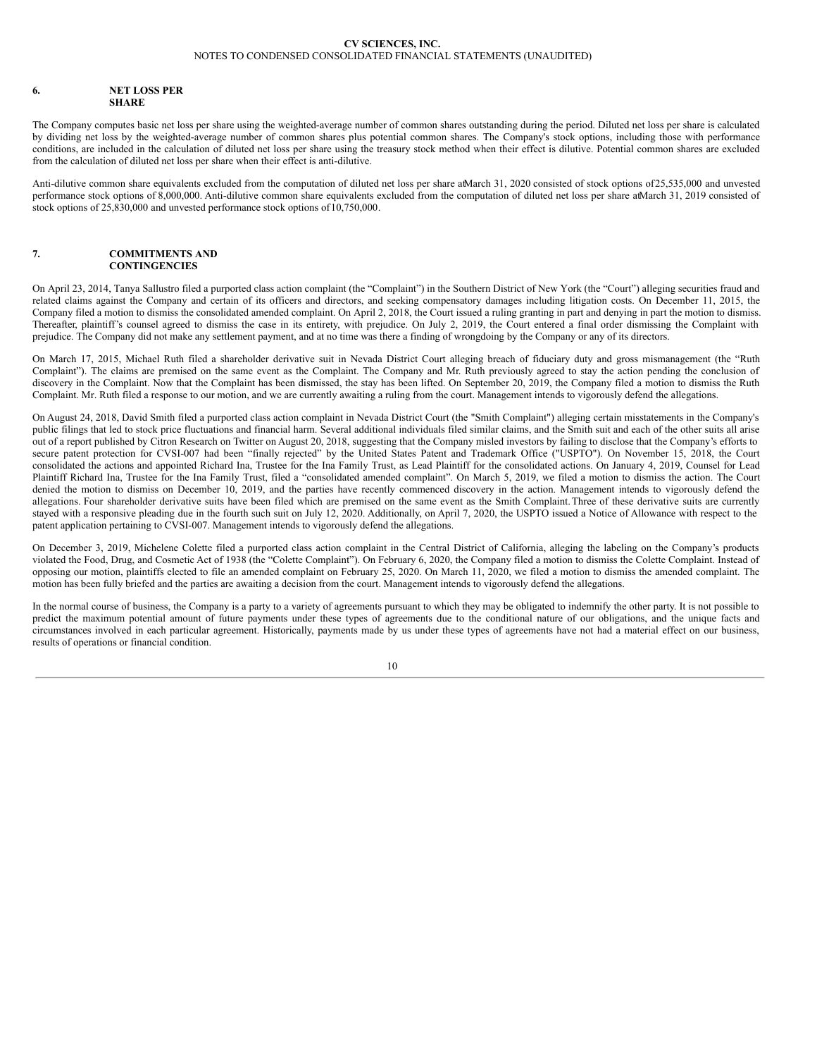# CV SCIENCES, INC.

NOTES TO CONDENSED CONSOLIDATED FINANCIAL STATEMENTS (UNAUDITED)

## 6. NET LOSS PER SHARE

The Company computes basic net loss per share using the weighted-average number of common shares outstanding during the period. Diluted net loss per share is calculated by dividing net loss by the weighted-average number of common shares plus potential common shares. The Company's stock options, including those with performance conditions, are included in the calculation of diluted net loss per share using the treasury stock method when their effect is dilutive. Potential common shares are excluded from the calculation of diluted net loss per share when their effect is anti-dilutive.

Anti-dilutive common share equivalents excluded from the computation of diluted net loss per share at March 31, 2020 consisted of stock options of 25,535,000 and unvested performance stock options of 8,000,000. Anti-dilutive common share equivalents excluded from the computation of diluted net loss per share at March 31, 2019 consisted of stock options of 25,830,000 and unvested performance stock options of 10,750,000.

## 7. COMMITMENTS AND CONTINGENCIES

On April 23, 2014, Tanya Sallustro filed a purported class action complaint (the "Complaint") in the Southern District of New York (the "Court") alleging securities fraud and related claims against the Company and certain of its officers and directors, and seeking compensatory damages including litigation costs. On December 11, 2015, the Company filed a motion to dismiss the consolidated amended complaint. On April 2, 2018, the Court issued a ruling granting in part and denying in part the motion to dismiss. Thereafter, plaintiff's counsel agreed to dismiss the case in its entirety, with prejudice. On July 2, 2019, the Court entered a final order dismissing the Complaint with prejudice. The Company did not make any settlement payment, and at no time was there a finding of wrongdoing by the Company or any of its directors.

On March 17, 2015, Michael Ruth filed a shareholder derivative suit in Nevada District Court alleging breach of fiduciary duty and gross mismanagement (the "Ruth Complaint"). The claims are premised on the same event as the Complaint. The Company and Mr. Ruth previously agreed to stay the action pending the conclusion of discovery in the Complaint. Now that the Complaint has been dismissed, the stay has been lifted. On September 20, 2019, the Company filed a motion to dismiss the Ruth Complaint. Mr. Ruth filed a response to our motion, and we are currently awaiting a ruling from the court. Management intends to vigorously defend the allegations.

On August 24, 2018, David Smith filed a purported class action complaint in Nevada District Court (the "Smith Complaint") alleging certain misstatements in the Company's public filings that led to stock price fluctuations and financial harm. Several additional individuals filed similar claims, and the Smith suit and each of the other suits all arise out of a report published by Citron Research on Twitter on August 20, 2018, suggesting that the Company misled investors by failing to disclose that the Company's efforts to secure patent protection for CVSI-007 had been "finally rejected" by the United States Patent and Trademark Office ("USPTO"). On November 15, 2018, the Court consolidated the actions and appointed Richard Ina, Trustee for the Ina Family Trust, as Lead Plaintiff for the consolidated actions. On January 4, 2019, Counsel for Lead Plaintiff Richard Ina, Trustee for the Ina Family Trust, filed a "consolidated amended complaint". On March 5, 2019, we filed a motion to dismiss the action. The Court denied the motion to dismiss on December 10, 2019, and the parties have recently commenced discovery in the action. Management intends to vigorously defend the allegations. Four shareholder derivative suits have been filed which are premised on the same event as the Smith Complaint. Three of these derivative suits are currently stayed with a responsive pleading due in the fourth such suit on July 12, 2020. Additionally, on April 7, 2020, the USPTO issued a Notice of Allowance with respect to the patent application pertaining to CVSI-007. Management intends to vigorously defend the allegations.

On December 3, 2019, Michelene Colette filed a purported class action complaint in the Central District of California, alleging the labeling on the Company's products violated the Food, Drug, and Cosmetic Act of 1938 (the "Colette Complaint"). On February 6, 2020, the Company filed a motion to dismiss the Colette Complaint. Instead of opposing our motion, plaintiffs elected to file an amended complaint on February 25, 2020. On March 11, 2020, we filed a motion to dismiss the amended complaint. The motion has been fully briefed and the parties are awaiting a decision from the court. Management intends to vigorously defend the allegations.

In the normal course of business, the Company is a party to a variety of agreements pursuant to which they may be obligated to indemnify the other party. It is not possible to predict the maximum potential amount of future payments under these types of agreements due to the conditional nature of our obligations, and the unique facts and circumstances involved in each particular agreement. Historically, payments made by us under these types of agreements have not had a material effect on our business, results of operations or financial condition.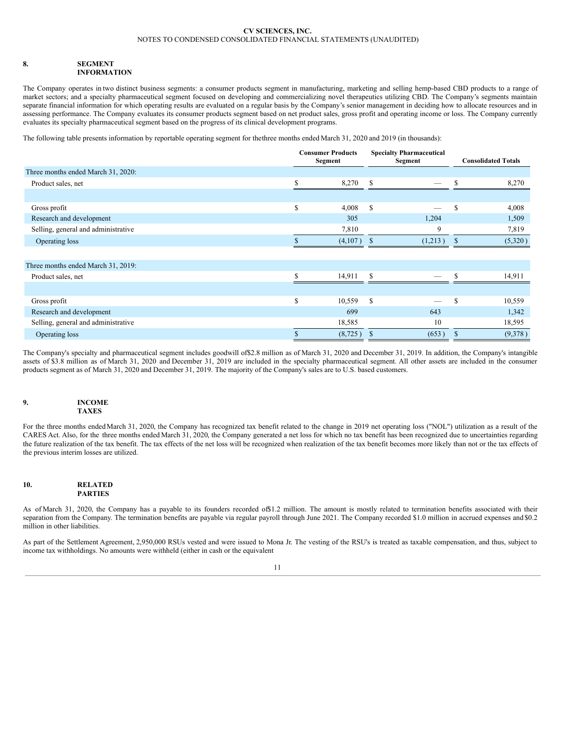CV SCIENCES, INC.
NOTES TO CONDENSED CONSOLIDATED FINANCIAL STATEMENTS (UNAUDITED)

## 8. SEGMENT INFORMATION

The Company operates in two distinct business segments: a consumer products segment in manufacturing, marketing and selling hemp-based CBD products to a range of market sectors; and a specialty pharmaceutical segment focused on developing and commercializing novel therapeutics utilizing CBD. The Company's segments maintain separate financial information for which operating results are evaluated on a regular basis by the Company's senior management in deciding how to allocate resources and in assessing performance. The Company evaluates its consumer products segment based on net product sales, gross profit and operating income or loss. The Company currently evaluates its specialty pharmaceutical segment based on the progress of its clinical development programs.

The following table presents information by reportable operating segment for the three months ended March 31, 2020 and 2019 (in thousands):

| | Consumer Products Segment | Specialty Pharmaceutical Segment | Consolidated Totals |
|---|---|---|---|
| Three months ended March 31, 2020: | | | |
| Product sales, net | $ 8,270 | $ — | $ 8,270 |
| | | | |
| Gross profit | $ 4,008 | $ — | $ 4,008 |
| Research and development | 305 | 1,204 | 1,509 |
| Selling, general and administrative | 7,810 | 9 | 7,819 |
| Operating loss | $ (4,107) | $ (1,213) | $ (5,320) |
| | | | |
| Three months ended March 31, 2019: | | | |
| Product sales, net | $ 14,911 | $ — | $ 14,911 |
| | | | |
| Gross profit | $ 10,559 | $ — | $ 10,559 |
| Research and development | 699 | 643 | 1,342 |
| Selling, general and administrative | 18,585 | 10 | 18,595 |
| Operating loss | $ (8,725) | $ (653) | $ (9,378) |

The Company's specialty and pharmaceutical segment includes goodwill of $2.8 million as of March 31, 2020 and December 31, 2019. In addition, the Company's intangible assets of $3.8 million as of March 31, 2020 and December 31, 2019 are included in the specialty pharmaceutical segment. All other assets are included in the consumer products segment as of March 31, 2020 and December 31, 2019. The majority of the Company's sales are to U.S. based customers.

## 9. INCOME TAXES

For the three months ended March 31, 2020, the Company has recognized tax benefit related to the change in 2019 net operating loss ("NOL") utilization as a result of the CARES Act. Also, for the three months ended March 31, 2020, the Company generated a net loss for which no tax benefit has been recognized due to uncertainties regarding the future realization of the tax benefit. The tax effects of the net loss will be recognized when realization of the tax benefit becomes more likely than not or the tax effects of the previous interim losses are utilized.

## 10. RELATED PARTIES

As of March 31, 2020, the Company has a payable to its founders recorded of $1.2 million. The amount is mostly related to termination benefits associated with their separation from the Company. The termination benefits are payable via regular payroll through June 2021. The Company recorded $1.0 million in accrued expenses and $0.2 million in other liabilities.

As part of the Settlement Agreement, 2,950,000 RSUs vested and were issued to Mona Jr. The vesting of the RSU's is treated as taxable compensation, and thus, subject to income tax withholdings. No amounts were withheld (either in cash or the equivalent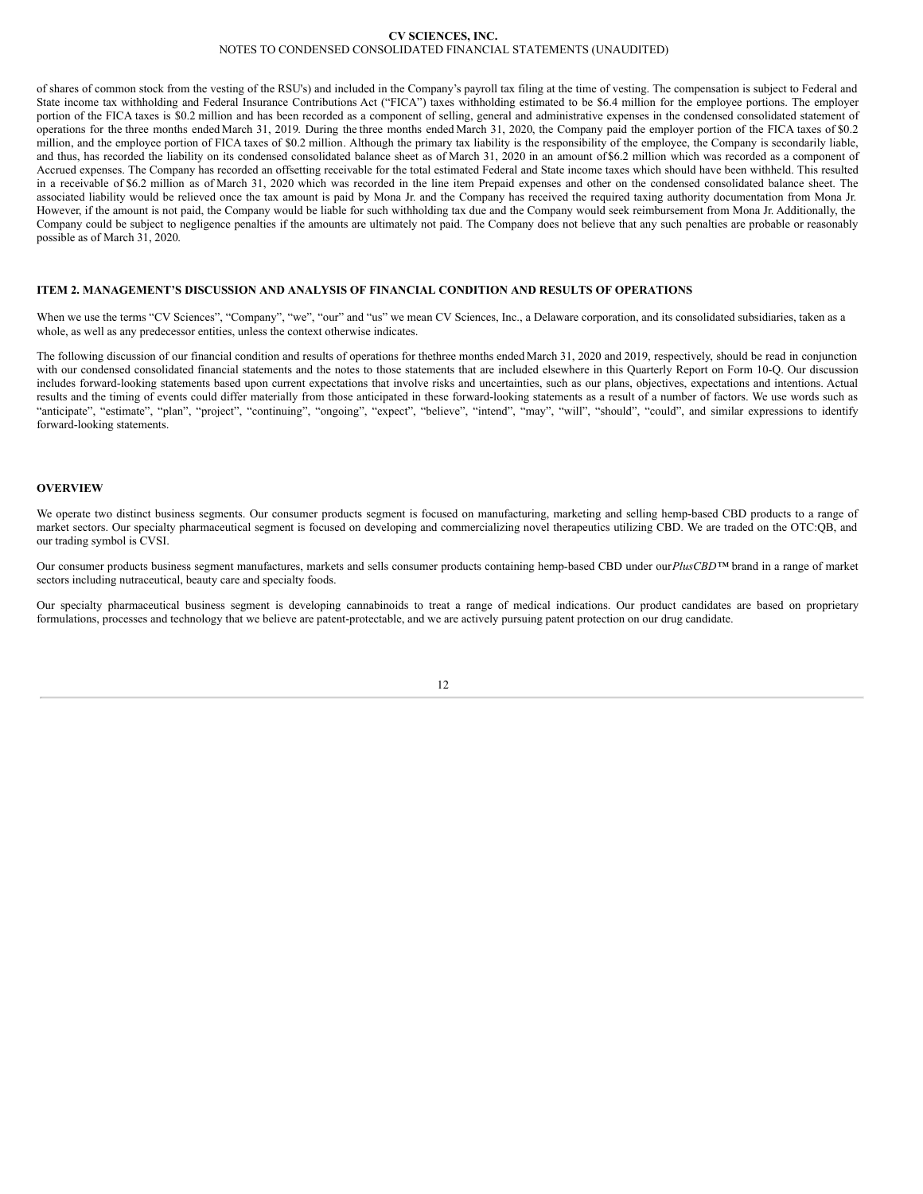of shares of common stock from the vesting of the RSU's) and included in the Company's payroll tax filing at the time of vesting. The compensation is subject to Federal and State income tax withholding and Federal Insurance Contributions Act ("FICA") taxes withholding estimated to be $6.4 million for the employee portions. The employer portion of the FICA taxes is $0.2 million and has been recorded as a component of selling, general and administrative expenses in the condensed consolidated statement of operations for the three months ended March 31, 2019. During the three months ended March 31, 2020, the Company paid the employer portion of the FICA taxes of $0.2 million, and the employee portion of FICA taxes of $0.2 million. Although the primary tax liability is the responsibility of the employee, the Company is secondarily liable, and thus, has recorded the liability on its condensed consolidated balance sheet as of March 31, 2020 in an amount of $6.2 million which was recorded as a component of Accrued expenses. The Company has recorded an offsetting receivable for the total estimated Federal and State income taxes which should have been withheld. This resulted in a receivable of $6.2 million as of March 31, 2020 which was recorded in the line item Prepaid expenses and other on the condensed consolidated balance sheet. The associated liability would be relieved once the tax amount is paid by Mona Jr. and the Company has received the required taxing authority documentation from Mona Jr. However, if the amount is not paid, the Company would be liable for such withholding tax due and the Company would seek reimbursement from Mona Jr. Additionally, the Company could be subject to negligence penalties if the amounts are ultimately not paid. The Company does not believe that any such penalties are probable or reasonably possible as of March 31, 2020.

## ITEM 2. MANAGEMENT'S DISCUSSION AND ANALYSIS OF FINANCIAL CONDITION AND RESULTS OF OPERATIONS

When we use the terms "CV Sciences", "Company", "we", "our" and "us" we mean CV Sciences, Inc., a Delaware corporation, and its consolidated subsidiaries, taken as a whole, as well as any predecessor entities, unless the context otherwise indicates.

The following discussion of our financial condition and results of operations for the three months ended March 31, 2020 and 2019, respectively, should be read in conjunction with our condensed consolidated financial statements and the notes to those statements that are included elsewhere in this Quarterly Report on Form 10-Q. Our discussion includes forward-looking statements based upon current expectations that involve risks and uncertainties, such as our plans, objectives, expectations and intentions. Actual results and the timing of events could differ materially from those anticipated in these forward-looking statements as a result of a number of factors. We use words such as "anticipate", "estimate", "plan", "project", "continuing", "ongoing", "expect", "believe", "intend", "may", "will", "should", "could", and similar expressions to identify forward-looking statements.

### OVERVIEW

We operate two distinct business segments. Our consumer products segment is focused on manufacturing, marketing and selling hemp-based CBD products to a range of market sectors. Our specialty pharmaceutical segment is focused on developing and commercializing novel therapeutics utilizing CBD. We are traded on the OTC:QB, and our trading symbol is CVSI.

Our consumer products business segment manufactures, markets and sells consumer products containing hemp-based CBD under our *PlusCBD*™ brand in a range of market sectors including nutraceutical, beauty care and specialty foods.

Our specialty pharmaceutical business segment is developing cannabinoids to treat a range of medical indications. Our product candidates are based on proprietary formulations, processes and technology that we believe are patent-protectable, and we are actively pursuing patent protection on our drug candidate.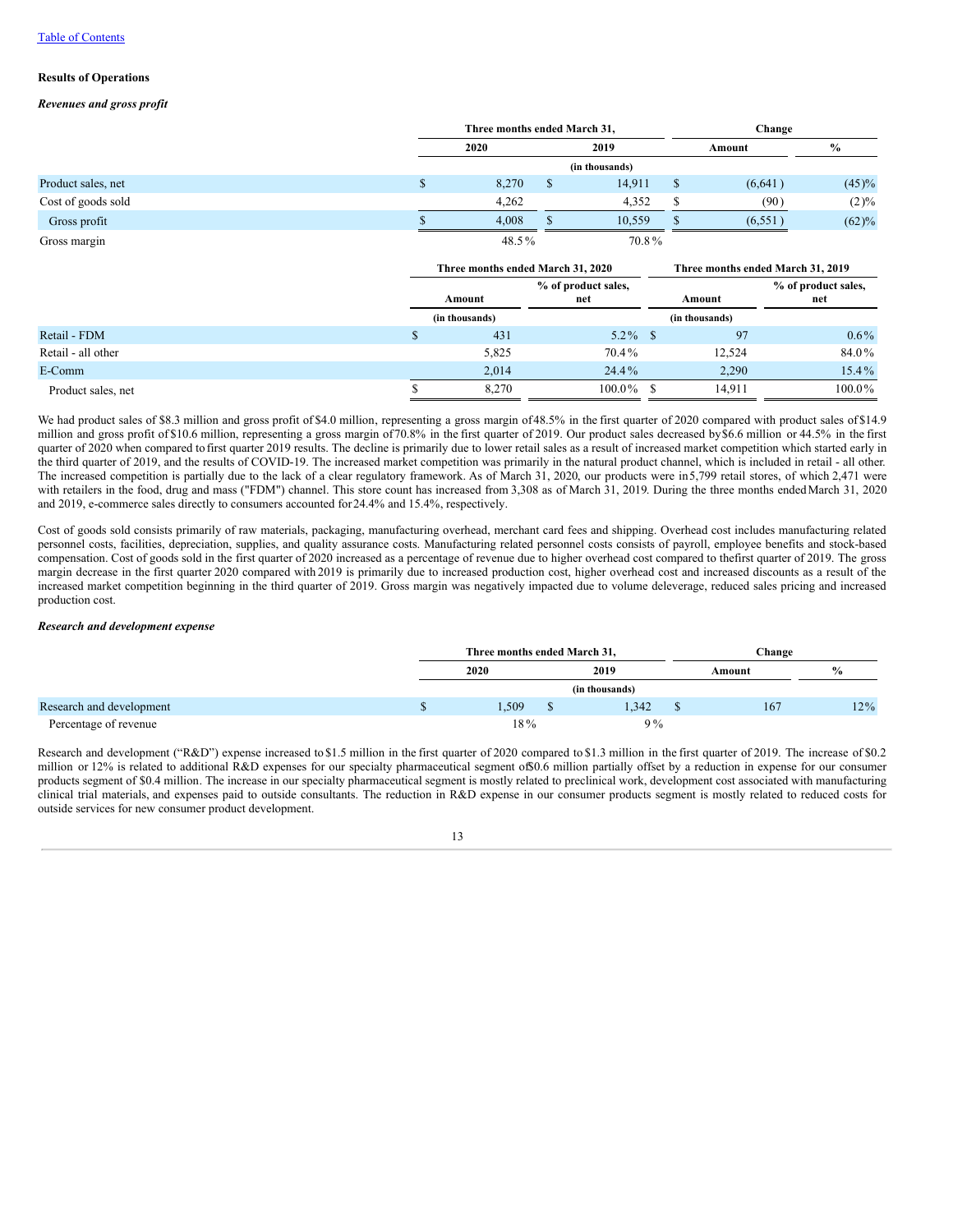Table of Contents

## Results of Operations

### *Revenues and gross profit*

| | Three months ended March 31, | | Change | |
|---|---|---|---|---|
| | 2020 | 2019 | Amount | % |
| | (in thousands) | | | |
| Product sales, net | $ 8,270 | $ 14,911 | $ (6,641) | (45)% |
| Cost of goods sold | 4,262 | 4,352 | $ (90) | (2)% |
| Gross profit | $ 4,008 | $ 10,559 | $ (6,551) | (62)% |
| Gross margin | 48.5% | 70.8% | | |

| | Three months ended March 31, 2020 | | Three months ended March 31, 2019 | |
|---|---|---|---|---|
| | Amount | % of product sales, net | Amount | % of product sales, net |
| | (in thousands) | | (in thousands) | |
| Retail - FDM | $ 431 | 5.2% | $ 97 | 0.6% |
| Retail - all other | 5,825 | 70.4% | 12,524 | 84.0% |
| E-Comm | 2,014 | 24.4% | 2,290 | 15.4% |
| Product sales, net | $ 8,270 | 100.0% | $ 14,911 | 100.0% |

We had product sales of $8.3 million and gross profit of $4.0 million, representing a gross margin of 48.5% in the first quarter of 2020 compared with product sales of $14.9 million and gross profit of $10.6 million, representing a gross margin of 70.8% in the first quarter of 2019. Our product sales decreased by $6.6 million or 44.5% in the first quarter of 2020 when compared to first quarter 2019 results. The decline is primarily due to lower retail sales as a result of increased market competition which started early in the third quarter of 2019, and the results of COVID-19. The increased market competition was primarily in the natural product channel, which is included in retail - all other. The increased competition is partially due to the lack of a clear regulatory framework. As of March 31, 2020, our products were in 5,799 retail stores, of which 2,471 were with retailers in the food, drug and mass ("FDM") channel. This store count has increased from 3,308 as of March 31, 2019. During the three months ended March 31, 2020 and 2019, e-commerce sales directly to consumers accounted for 24.4% and 15.4%, respectively.

Cost of goods sold consists primarily of raw materials, packaging, manufacturing overhead, merchant card fees and shipping. Overhead cost includes manufacturing related personnel costs, facilities, depreciation, supplies, and quality assurance costs. Manufacturing related personnel costs consists of payroll, employee benefits and stock-based compensation. Cost of goods sold in the first quarter of 2020 increased as a percentage of revenue due to higher overhead cost compared to the first quarter of 2019. The gross margin decrease in the first quarter 2020 compared with 2019 is primarily due to increased production cost, higher overhead cost and increased discounts as a result of the increased market competition beginning in the third quarter of 2019. Gross margin was negatively impacted due to volume deleverage, reduced sales pricing and increased production cost.

### *Research and development expense*

| | Three months ended March 31, | | Change | |
|---|---|---|---|---|
| | 2020 | 2019 | Amount | % |
| | (in thousands) | | | |
| Research and development | $ 1,509 | $ 1,342 | $ 167 | 12% |
| Percentage of revenue | 18% | 9% | | |

Research and development ("R&D") expense increased to $1.5 million in the first quarter of 2020 compared to $1.3 million in the first quarter of 2019. The increase of $0.2 million or 12% is related to additional R&D expenses for our specialty pharmaceutical segment of $0.6 million partially offset by a reduction in expense for our consumer products segment of $0.4 million. The increase in our specialty pharmaceutical segment is mostly related to preclinical work, development cost associated with manufacturing clinical trial materials, and expenses paid to outside consultants. The reduction in R&D expense in our consumer products segment is mostly related to reduced costs for outside services for new consumer product development.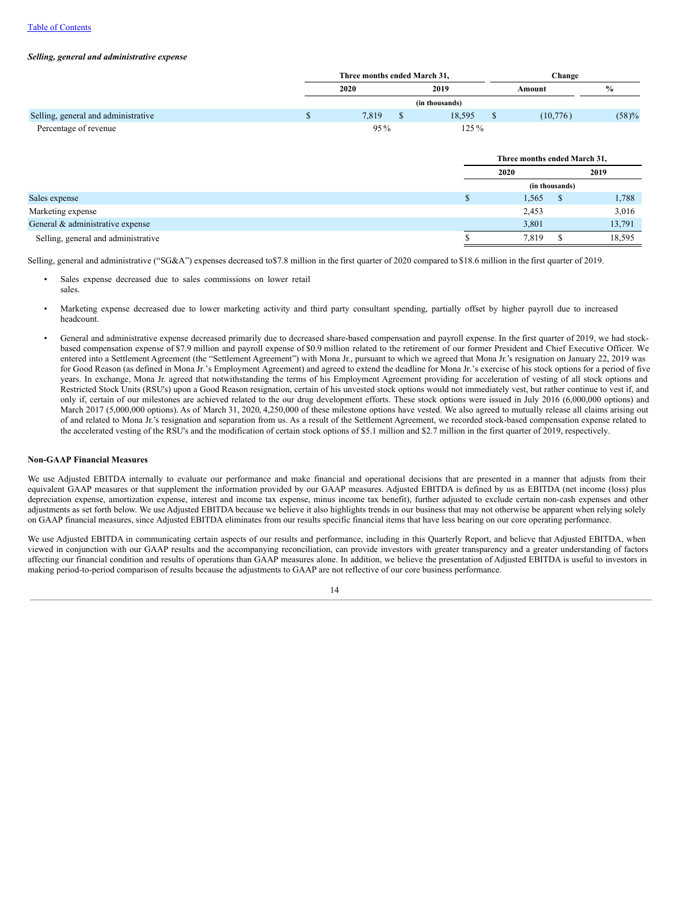*Selling, general and administrative expense*

| | Three months ended March 31, | | Change | |
|---|---|---|---|---|
| | 2020 | 2019 | Amount | % |
| | (in thousands) | | | |
| Selling, general and administrative | $ 7,819 | $ 18,595 | $ (10,776) | (58)% |
| Percentage of revenue | 95% | 125% | | |

| | Three months ended March 31, | |
|---|---|---|
| | 2020 | 2019 |
| | (in thousands) | |
| Sales expense | $ 1,565 | $ 1,788 |
| Marketing expense | 2,453 | 3,016 |
| General & administrative expense | 3,801 | 13,791 |
| Selling, general and administrative | $ 7,819 | $ 18,595 |

Selling, general and administrative ("SG&A") expenses decreased to$7.8 million in the first quarter of 2020 compared to $18.6 million in the first quarter of 2019.

- Sales expense decreased due to sales commissions on lower retail sales.
- Marketing expense decreased due to lower marketing activity and third party consultant spending, partially offset by higher payroll due to increased headcount.
- General and administrative expense decreased primarily due to decreased share-based compensation and payroll expense. In the first quarter of 2019, we had stock-based compensation expense of $7.9 million and payroll expense of $0.9 million related to the retirement of our former President and Chief Executive Officer. We entered into a Settlement Agreement (the "Settlement Agreement") with Mona Jr., pursuant to which we agreed that Mona Jr.'s resignation on January 22, 2019 was for Good Reason (as defined in Mona Jr.'s Employment Agreement) and agreed to extend the deadline for Mona Jr.'s exercise of his stock options for a period of five years. In exchange, Mona Jr. agreed that notwithstanding the terms of his Employment Agreement providing for acceleration of vesting of all stock options and Restricted Stock Units (RSU's) upon a Good Reason resignation, certain of his unvested stock options would not immediately vest, but rather continue to vest if, and only if, certain of our milestones are achieved related to the our drug development efforts. These stock options were issued in July 2016 (6,000,000 options) and March 2017 (5,000,000 options). As of March 31, 2020, 4,250,000 of these milestone options have vested. We also agreed to mutually release all claims arising out of and related to Mona Jr.'s resignation and separation from us. As a result of the Settlement Agreement, we recorded stock-based compensation expense related to the accelerated vesting of the RSU's and the modification of certain stock options of $5.1 million and $2.7 million in the first quarter of 2019, respectively.

**Non-GAAP Financial Measures**

We use Adjusted EBITDA internally to evaluate our performance and make financial and operational decisions that are presented in a manner that adjusts from their equivalent GAAP measures or that supplement the information provided by our GAAP measures. Adjusted EBITDA is defined by us as EBITDA (net income (loss) plus depreciation expense, amortization expense, interest and income tax expense, minus income tax benefit), further adjusted to exclude certain non-cash expenses and other adjustments as set forth below. We use Adjusted EBITDA because we believe it also highlights trends in our business that may not otherwise be apparent when relying solely on GAAP financial measures, since Adjusted EBITDA eliminates from our results specific financial items that have less bearing on our core operating performance.

We use Adjusted EBITDA in communicating certain aspects of our results and performance, including in this Quarterly Report, and believe that Adjusted EBITDA, when viewed in conjunction with our GAAP results and the accompanying reconciliation, can provide investors with greater transparency and a greater understanding of factors affecting our financial condition and results of operations than GAAP measures alone. In addition, we believe the presentation of Adjusted EBITDA is useful to investors in making period-to-period comparison of results because the adjustments to GAAP are not reflective of our core business performance.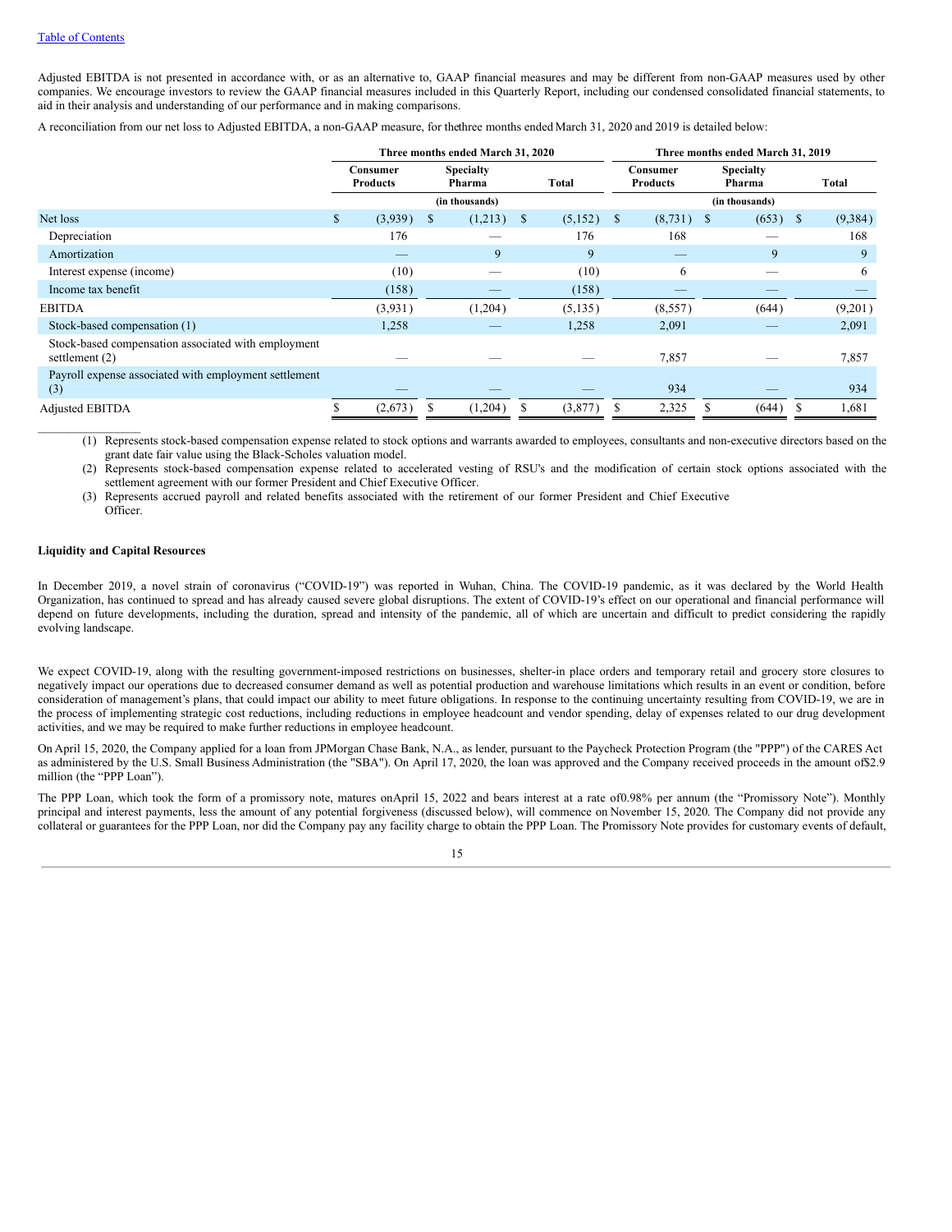[Table of Contents](#)

Adjusted EBITDA is not presented in accordance with, or as an alternative to, GAAP financial measures and may be different from non-GAAP measures used by other companies. We encourage investors to review the GAAP financial measures included in this Quarterly Report, including our condensed consolidated financial statements, to aid in their analysis and understanding of our performance and in making comparisons.

A reconciliation from our net loss to Adjusted EBITDA, a non-GAAP measure, for the three months ended March 31, 2020 and 2019 is detailed below:

| | Three months ended March 31, 2020 | | | Three months ended March 31, 2019 | | |
|---|---|---|---|---|---|---|
| | Consumer Products | Specialty Pharma | Total | Consumer Products | Specialty Pharma | Total |
| | (in thousands) | | | (in thousands) | | |
| Net loss | $ (3,939) | $ (1,213) | $ (5,152) | $ (8,731) | $ (653) | $ (9,384) |
| Depreciation | 176 | — | 176 | 168 | — | 168 |
| Amortization | — | 9 | 9 | — | 9 | 9 |
| Interest expense (income) | (10) | — | (10) | 6 | — | 6 |
| Income tax benefit | (158) | — | (158) | — | — | — |
| EBITDA | (3,931) | (1,204) | (5,135) | (8,557) | (644) | (9,201) |
| Stock-based compensation (1) | 1,258 | — | 1,258 | 2,091 | — | 2,091 |
| Stock-based compensation associated with employment settlement (2) | — | — | — | 7,857 | — | 7,857 |
| Payroll expense associated with employment settlement (3) | — | — | — | 934 | — | 934 |
| Adjusted EBITDA | $ (2,673) | $ (1,204) | $ (3,877) | $ 2,325 | $ (644) | $ 1,681 |

(1) Represents stock-based compensation expense related to stock options and warrants awarded to employees, consultants and non-executive directors based on the grant date fair value using the Black-Scholes valuation model.

(2) Represents stock-based compensation expense related to accelerated vesting of RSU's and the modification of certain stock options associated with the settlement agreement with our former President and Chief Executive Officer.

(3) Represents accrued payroll and related benefits associated with the retirement of our former President and Chief Executive Officer.

**Liquidity and Capital Resources**

In December 2019, a novel strain of coronavirus ("COVID-19") was reported in Wuhan, China. The COVID-19 pandemic, as it was declared by the World Health Organization, has continued to spread and has already caused severe global disruptions. The extent of COVID-19's effect on our operational and financial performance will depend on future developments, including the duration, spread and intensity of the pandemic, all of which are uncertain and difficult to predict considering the rapidly evolving landscape.

We expect COVID-19, along with the resulting government-imposed restrictions on businesses, shelter-in place orders and temporary retail and grocery store closures to negatively impact our operations due to decreased consumer demand as well as potential production and warehouse limitations which results in an event or condition, before consideration of management's plans, that could impact our ability to meet future obligations. In response to the continuing uncertainty resulting from COVID-19, we are in the process of implementing strategic cost reductions, including reductions in employee headcount and vendor spending, delay of expenses related to our drug development activities, and we may be required to make further reductions in employee headcount.

On April 15, 2020, the Company applied for a loan from JPMorgan Chase Bank, N.A., as lender, pursuant to the Paycheck Protection Program (the "PPP") of the CARES Act as administered by the U.S. Small Business Administration (the "SBA"). On April 17, 2020, the loan was approved and the Company received proceeds in the amount of $2.9 million (the "PPP Loan").

The PPP Loan, which took the form of a promissory note, matures on April 15, 2022 and bears interest at a rate of 0.98% per annum (the "Promissory Note"). Monthly principal and interest payments, less the amount of any potential forgiveness (discussed below), will commence on November 15, 2020. The Company did not provide any collateral or guarantees for the PPP Loan, nor did the Company pay any facility charge to obtain the PPP Loan. The Promissory Note provides for customary events of default,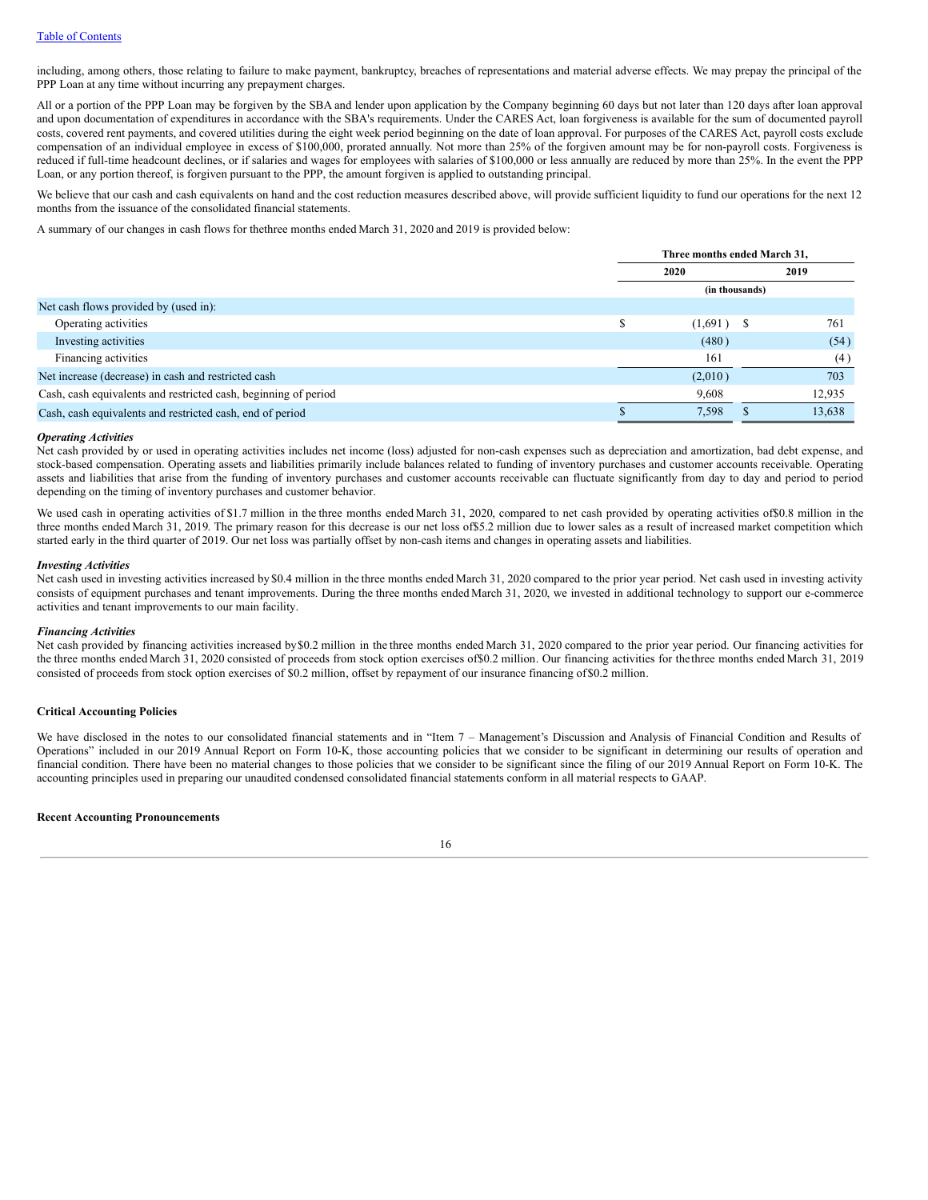including, among others, those relating to failure to make payment, bankruptcy, breaches of representations and material adverse effects. We may prepay the principal of the PPP Loan at any time without incurring any prepayment charges.

All or a portion of the PPP Loan may be forgiven by the SBA and lender upon application by the Company beginning 60 days but not later than 120 days after loan approval and upon documentation of expenditures in accordance with the SBA's requirements. Under the CARES Act, loan forgiveness is available for the sum of documented payroll costs, covered rent payments, and covered utilities during the eight week period beginning on the date of loan approval. For purposes of the CARES Act, payroll costs exclude compensation of an individual employee in excess of $100,000, prorated annually. Not more than 25% of the forgiven amount may be for non-payroll costs. Forgiveness is reduced if full-time headcount declines, or if salaries and wages for employees with salaries of $100,000 or less annually are reduced by more than 25%. In the event the PPP Loan, or any portion thereof, is forgiven pursuant to the PPP, the amount forgiven is applied to outstanding principal.

We believe that our cash and cash equivalents on hand and the cost reduction measures described above, will provide sufficient liquidity to fund our operations for the next 12 months from the issuance of the consolidated financial statements.

A summary of our changes in cash flows for thethree months ended March 31, 2020 and 2019 is provided below:

| | Three months ended March 31, | |
|---|---|---|
| | 2020 | 2019 |
| | (in thousands) | |
| Net cash flows provided by (used in): | | |
| Operating activities | $ (1,691) | $ 761 |
| Investing activities | (480) | (54) |
| Financing activities | 161 | (4) |
| Net increase (decrease) in cash and restricted cash | (2,010) | 703 |
| Cash, cash equivalents and restricted cash, beginning of period | 9,608 | 12,935 |
| Cash, cash equivalents and restricted cash, end of period | $ 7,598 | $ 13,638 |

***Operating Activities***

Net cash provided by or used in operating activities includes net income (loss) adjusted for non-cash expenses such as depreciation and amortization, bad debt expense, and stock-based compensation. Operating assets and liabilities primarily include balances related to funding of inventory purchases and customer accounts receivable. Operating assets and liabilities that arise from the funding of inventory purchases and customer accounts receivable can fluctuate significantly from day to day and period to period depending on the timing of inventory purchases and customer behavior.

We used cash in operating activities of $1.7 million in the three months ended March 31, 2020, compared to net cash provided by operating activities of$0.8 million in the three months ended March 31, 2019. The primary reason for this decrease is our net loss of$5.2 million due to lower sales as a result of increased market competition which started early in the third quarter of 2019. Our net loss was partially offset by non-cash items and changes in operating assets and liabilities.

***Investing Activities***

Net cash used in investing activities increased by $0.4 million in the three months ended March 31, 2020 compared to the prior year period. Net cash used in investing activity consists of equipment purchases and tenant improvements. During the three months ended March 31, 2020, we invested in additional technology to support our e-commerce activities and tenant improvements to our main facility.

***Financing Activities***

Net cash provided by financing activities increased by $0.2 million in the three months ended March 31, 2020 compared to the prior year period. Our financing activities for the three months ended March 31, 2020 consisted of proceeds from stock option exercises of$0.2 million. Our financing activities for thethree months ended March 31, 2019 consisted of proceeds from stock option exercises of $0.2 million, offset by repayment of our insurance financing of$0.2 million.

**Critical Accounting Policies**

We have disclosed in the notes to our consolidated financial statements and in "Item 7 – Management's Discussion and Analysis of Financial Condition and Results of Operations" included in our 2019 Annual Report on Form 10-K, those accounting policies that we consider to be significant in determining our results of operation and financial condition. There have been no material changes to those policies that we consider to be significant since the filing of our 2019 Annual Report on Form 10-K. The accounting principles used in preparing our unaudited condensed consolidated financial statements conform in all material respects to GAAP.

**Recent Accounting Pronouncements**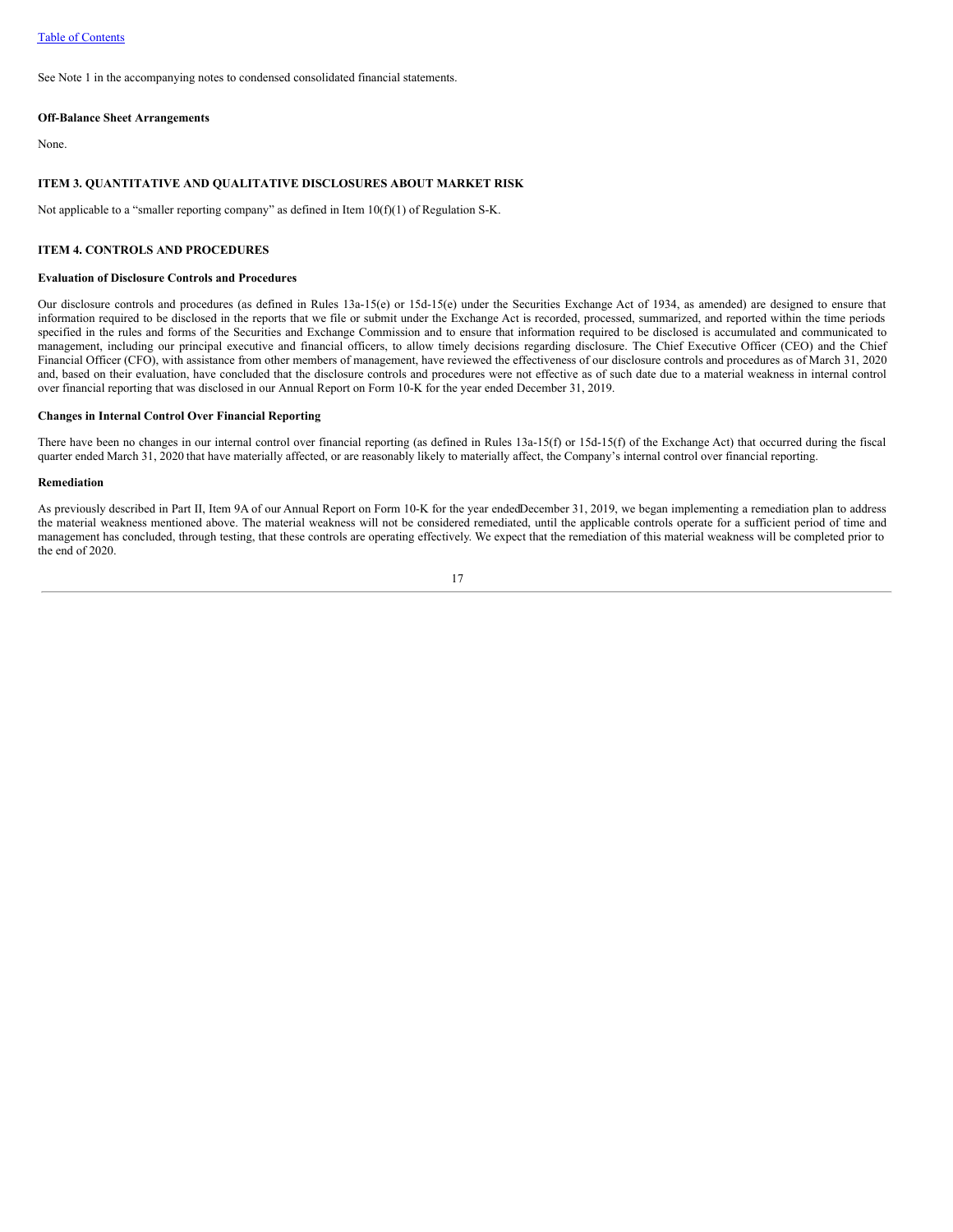See Note 1 in the accompanying notes to condensed consolidated financial statements.

**Off-Balance Sheet Arrangements**

None.

## ITEM 3. QUANTITATIVE AND QUALITATIVE DISCLOSURES ABOUT MARKET RISK

Not applicable to a "smaller reporting company" as defined in Item 10(f)(1) of Regulation S-K.

## ITEM 4. CONTROLS AND PROCEDURES

**Evaluation of Disclosure Controls and Procedures**

Our disclosure controls and procedures (as defined in Rules 13a-15(e) or 15d-15(e) under the Securities Exchange Act of 1934, as amended) are designed to ensure that information required to be disclosed in the reports that we file or submit under the Exchange Act is recorded, processed, summarized, and reported within the time periods specified in the rules and forms of the Securities and Exchange Commission and to ensure that information required to be disclosed is accumulated and communicated to management, including our principal executive and financial officers, to allow timely decisions regarding disclosure. The Chief Executive Officer (CEO) and the Chief Financial Officer (CFO), with assistance from other members of management, have reviewed the effectiveness of our disclosure controls and procedures as of March 31, 2020 and, based on their evaluation, have concluded that the disclosure controls and procedures were not effective as of such date due to a material weakness in internal control over financial reporting that was disclosed in our Annual Report on Form 10-K for the year ended December 31, 2019.

**Changes in Internal Control Over Financial Reporting**

There have been no changes in our internal control over financial reporting (as defined in Rules 13a-15(f) or 15d-15(f) of the Exchange Act) that occurred during the fiscal quarter ended March 31, 2020 that have materially affected, or are reasonably likely to materially affect, the Company's internal control over financial reporting.

**Remediation**

As previously described in Part II, Item 9A of our Annual Report on Form 10-K for the year ended December 31, 2019, we began implementing a remediation plan to address the material weakness mentioned above. The material weakness will not be considered remediated, until the applicable controls operate for a sufficient period of time and management has concluded, through testing, that these controls are operating effectively. We expect that the remediation of this material weakness will be completed prior to the end of 2020.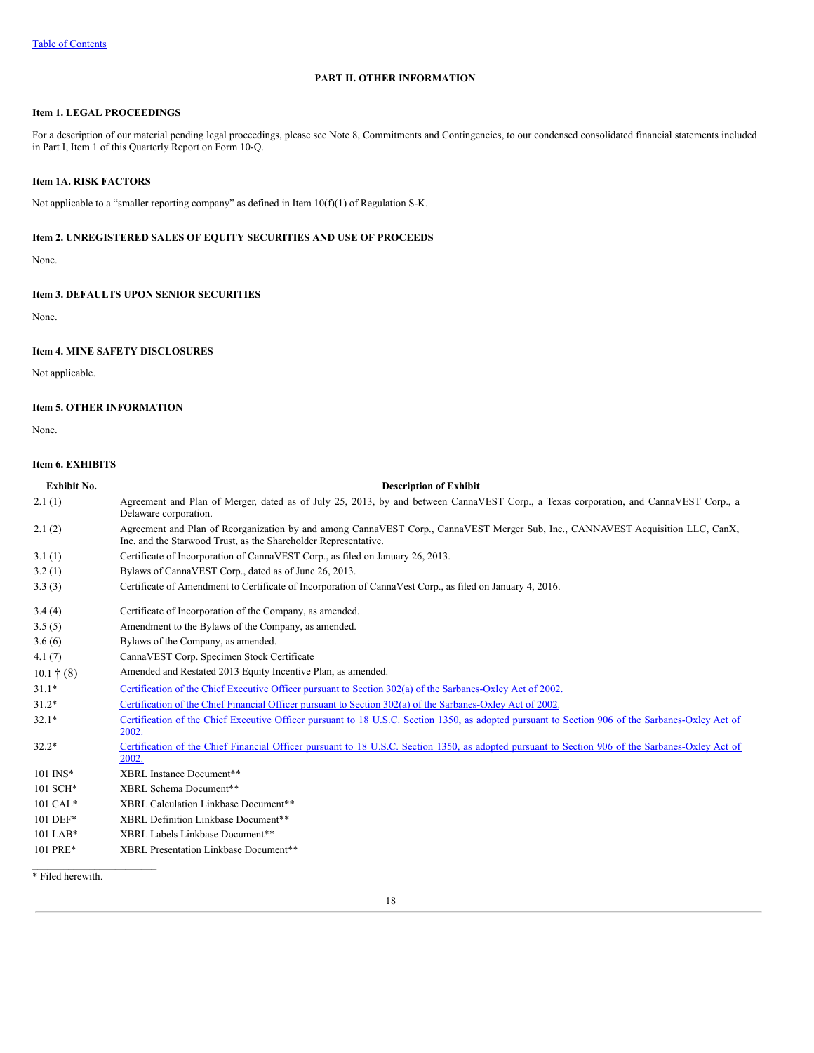[Table of Contents](#)

## PART II. OTHER INFORMATION

### Item 1. LEGAL PROCEEDINGS

For a description of our material pending legal proceedings, please see Note 8, Commitments and Contingencies, to our condensed consolidated financial statements included in Part I, Item 1 of this Quarterly Report on Form 10-Q.

### Item 1A. RISK FACTORS

Not applicable to a "smaller reporting company" as defined in Item 10(f)(1) of Regulation S-K.

### Item 2. UNREGISTERED SALES OF EQUITY SECURITIES AND USE OF PROCEEDS

None.

### Item 3. DEFAULTS UPON SENIOR SECURITIES

None.

### Item 4. MINE SAFETY DISCLOSURES

Not applicable.

### Item 5. OTHER INFORMATION

None.

### Item 6. EXHIBITS

| Exhibit No. | Description of Exhibit |
|---|---|
| 2.1 (1) | Agreement and Plan of Merger, dated as of July 25, 2013, by and between CannaVEST Corp., a Texas corporation, and CannaVEST Corp., a Delaware corporation. |
| 2.1 (2) | Agreement and Plan of Reorganization by and among CannaVEST Corp., CannaVEST Merger Sub, Inc., CANNAVEST Acquisition LLC, CanX, Inc. and the Starwood Trust, as the Shareholder Representative. |
| 3.1 (1) | Certificate of Incorporation of CannaVEST Corp., as filed on January 26, 2013. |
| 3.2 (1) | Bylaws of CannaVEST Corp., dated as of June 26, 2013. |
| 3.3 (3) | Certificate of Amendment to Certificate of Incorporation of CannaVest Corp., as filed on January 4, 2016. |
| 3.4 (4) | Certificate of Incorporation of the Company, as amended. |
| 3.5 (5) | Amendment to the Bylaws of the Company, as amended. |
| 3.6 (6) | Bylaws of the Company, as amended. |
| 4.1 (7) | CannaVEST Corp. Specimen Stock Certificate |
| 10.1 † (8) | Amended and Restated 2013 Equity Incentive Plan, as amended. |
| 31.1* | Certification of the Chief Executive Officer pursuant to Section 302(a) of the Sarbanes-Oxley Act of 2002. |
| 31.2* | Certification of the Chief Financial Officer pursuant to Section 302(a) of the Sarbanes-Oxley Act of 2002. |
| 32.1* | Certification of the Chief Executive Officer pursuant to 18 U.S.C. Section 1350, as adopted pursuant to Section 906 of the Sarbanes-Oxley Act of 2002. |
| 32.2* | Certification of the Chief Financial Officer pursuant to 18 U.S.C. Section 1350, as adopted pursuant to Section 906 of the Sarbanes-Oxley Act of 2002. |
| 101 INS* | XBRL Instance Document** |
| 101 SCH* | XBRL Schema Document** |
| 101 CAL* | XBRL Calculation Linkbase Document** |
| 101 DEF* | XBRL Definition Linkbase Document** |
| 101 LAB* | XBRL Labels Linkbase Document** |
| 101 PRE* | XBRL Presentation Linkbase Document** |

\* Filed herewith.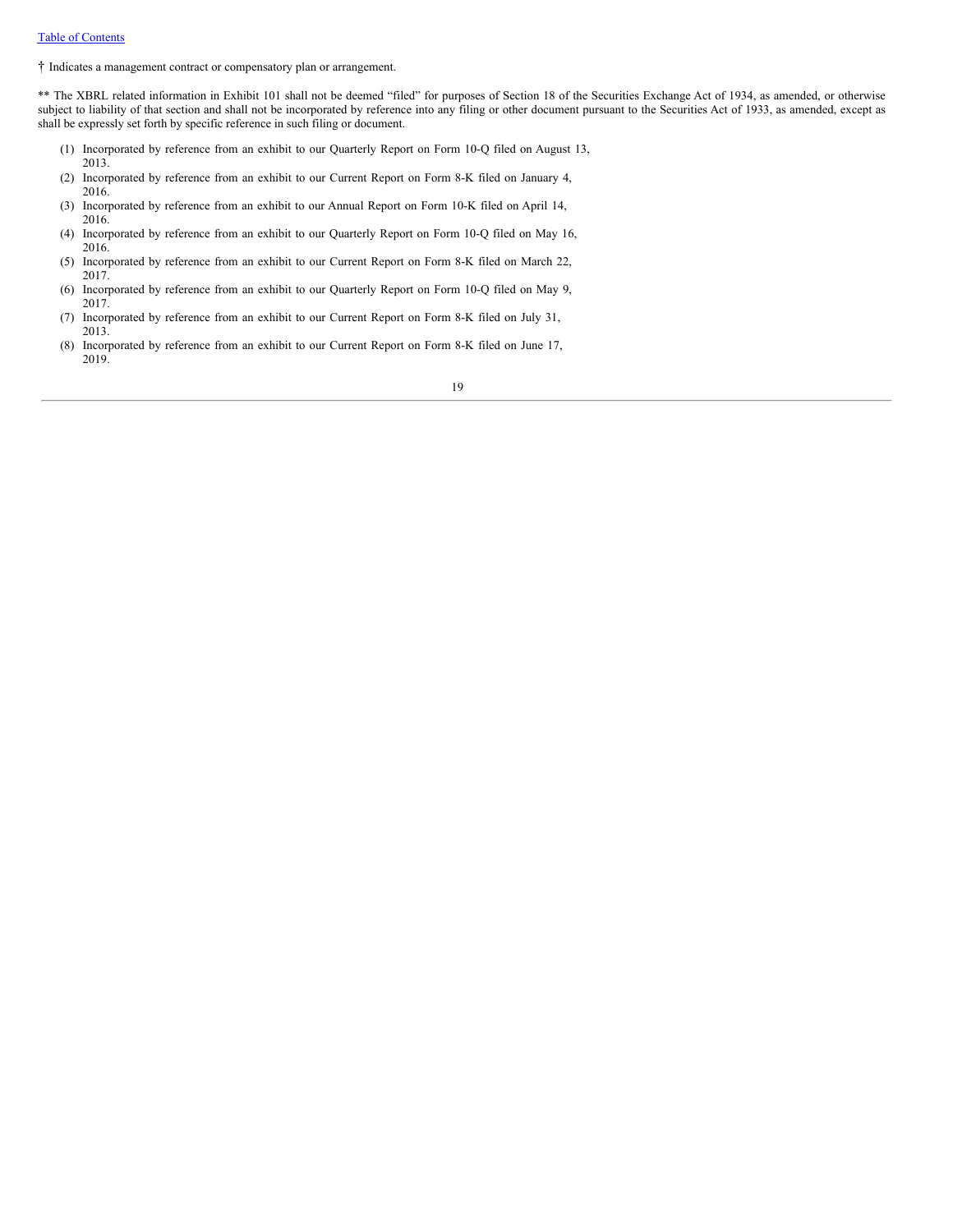† Indicates a management contract or compensatory plan or arrangement.

** The XBRL related information in Exhibit 101 shall not be deemed "filed" for purposes of Section 18 of the Securities Exchange Act of 1934, as amended, or otherwise subject to liability of that section and shall not be incorporated by reference into any filing or other document pursuant to the Securities Act of 1933, as amended, except as shall be expressly set forth by specific reference in such filing or document.

(1) Incorporated by reference from an exhibit to our Quarterly Report on Form 10-Q filed on August 13, 2013.
(2) Incorporated by reference from an exhibit to our Current Report on Form 8-K filed on January 4, 2016.
(3) Incorporated by reference from an exhibit to our Annual Report on Form 10-K filed on April 14, 2016.
(4) Incorporated by reference from an exhibit to our Quarterly Report on Form 10-Q filed on May 16, 2016.
(5) Incorporated by reference from an exhibit to our Current Report on Form 8-K filed on March 22, 2017.
(6) Incorporated by reference from an exhibit to our Quarterly Report on Form 10-Q filed on May 9, 2017.
(7) Incorporated by reference from an exhibit to our Current Report on Form 8-K filed on July 31, 2013.
(8) Incorporated by reference from an exhibit to our Current Report on Form 8-K filed on June 17, 2019.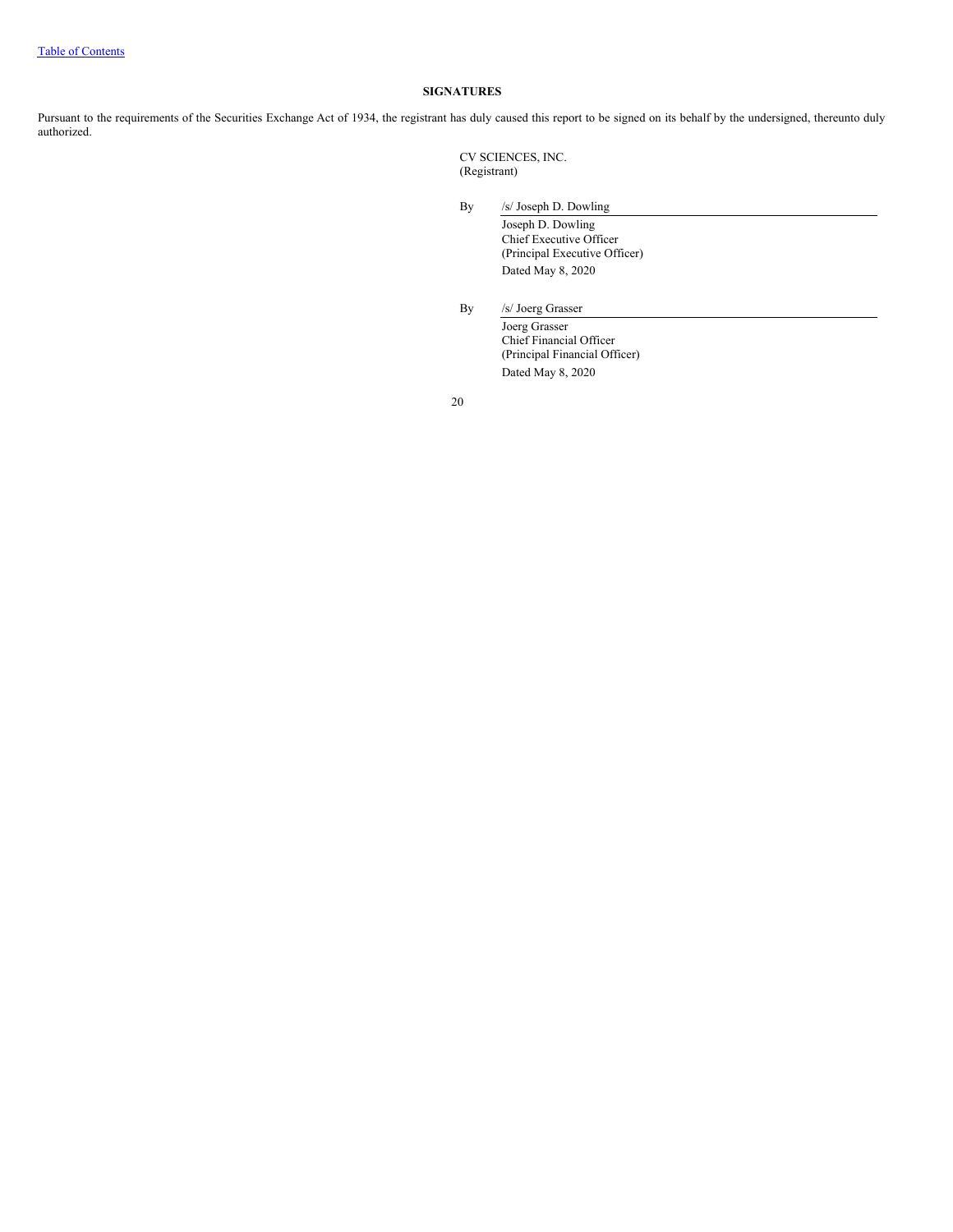[Table of Contents](#)

## SIGNATURES

Pursuant to the requirements of the Securities Exchange Act of 1934, the registrant has duly caused this report to be signed on its behalf by the undersigned, thereunto duly authorized.

CV SCIENCES, INC.
(Registrant)

By /s/ Joseph D. Dowling
Joseph D. Dowling
Chief Executive Officer
(Principal Executive Officer)
Dated May 8, 2020

By /s/ Joerg Grasser
Joerg Grasser
Chief Financial Officer
(Principal Financial Officer)
Dated May 8, 2020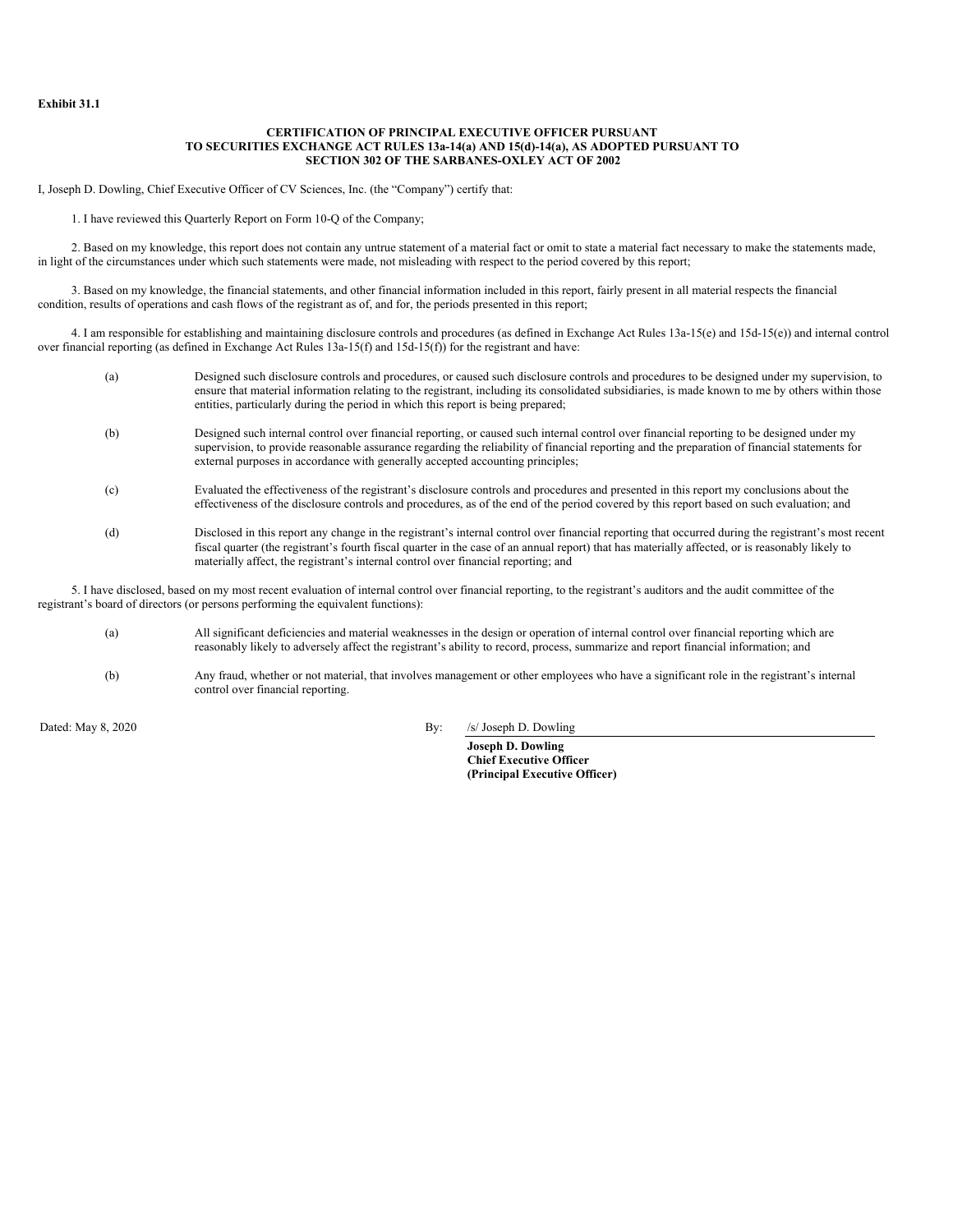**Exhibit 31.1**

**CERTIFICATION OF PRINCIPAL EXECUTIVE OFFICER PURSUANT TO SECURITIES EXCHANGE ACT RULES 13a-14(a) AND 15(d)-14(a), AS ADOPTED PURSUANT TO SECTION 302 OF THE SARBANES-OXLEY ACT OF 2002**

I, Joseph D. Dowling, Chief Executive Officer of CV Sciences, Inc. (the "Company") certify that:

1. I have reviewed this Quarterly Report on Form 10-Q of the Company;

2. Based on my knowledge, this report does not contain any untrue statement of a material fact or omit to state a material fact necessary to make the statements made, in light of the circumstances under which such statements were made, not misleading with respect to the period covered by this report;

3. Based on my knowledge, the financial statements, and other financial information included in this report, fairly present in all material respects the financial condition, results of operations and cash flows of the registrant as of, and for, the periods presented in this report;

4. I am responsible for establishing and maintaining disclosure controls and procedures (as defined in Exchange Act Rules 13a-15(e) and 15d-15(e)) and internal control over financial reporting (as defined in Exchange Act Rules 13a-15(f) and 15d-15(f)) for the registrant and have:

(a) Designed such disclosure controls and procedures, or caused such disclosure controls and procedures to be designed under my supervision, to ensure that material information relating to the registrant, including its consolidated subsidiaries, is made known to me by others within those entities, particularly during the period in which this report is being prepared;

(b) Designed such internal control over financial reporting, or caused such internal control over financial reporting to be designed under my supervision, to provide reasonable assurance regarding the reliability of financial reporting and the preparation of financial statements for external purposes in accordance with generally accepted accounting principles;

(c) Evaluated the effectiveness of the registrant's disclosure controls and procedures and presented in this report my conclusions about the effectiveness of the disclosure controls and procedures, as of the end of the period covered by this report based on such evaluation; and

(d) Disclosed in this report any change in the registrant's internal control over financial reporting that occurred during the registrant's most recent fiscal quarter (the registrant's fourth fiscal quarter in the case of an annual report) that has materially affected, or is reasonably likely to materially affect, the registrant's internal control over financial reporting; and

5. I have disclosed, based on my most recent evaluation of internal control over financial reporting, to the registrant's auditors and the audit committee of the registrant's board of directors (or persons performing the equivalent functions):

(a) All significant deficiencies and material weaknesses in the design or operation of internal control over financial reporting which are reasonably likely to adversely affect the registrant's ability to record, process, summarize and report financial information; and

(b) Any fraud, whether or not material, that involves management or other employees who have a significant role in the registrant's internal control over financial reporting.

Dated: May 8, 2020

By: /s/ Joseph D. Dowling

**Joseph D. Dowling**
**Chief Executive Officer**
**(Principal Executive Officer)**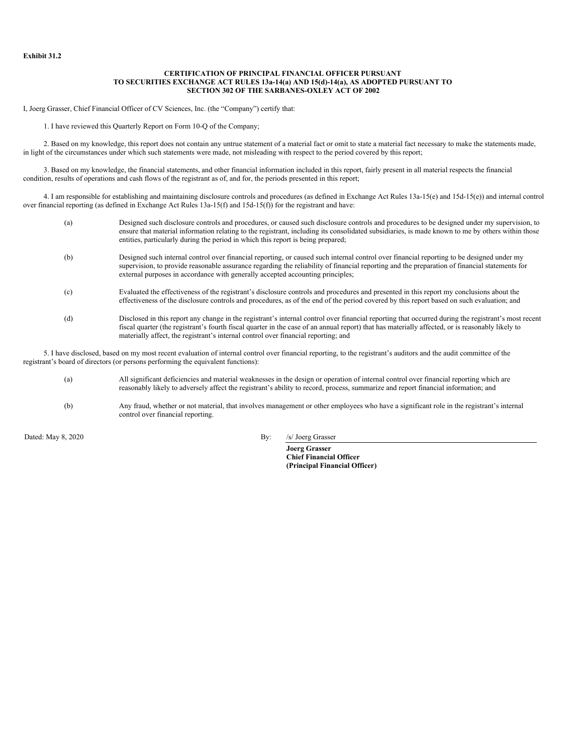**Exhibit 31.2**

**CERTIFICATION OF PRINCIPAL FINANCIAL OFFICER PURSUANT TO SECURITIES EXCHANGE ACT RULES 13a-14(a) AND 15(d)-14(a), AS ADOPTED PURSUANT TO SECTION 302 OF THE SARBANES-OXLEY ACT OF 2002**

I, Joerg Grasser, Chief Financial Officer of CV Sciences, Inc. (the "Company") certify that:

1. I have reviewed this Quarterly Report on Form 10-Q of the Company;

2. Based on my knowledge, this report does not contain any untrue statement of a material fact or omit to state a material fact necessary to make the statements made, in light of the circumstances under which such statements were made, not misleading with respect to the period covered by this report;

3. Based on my knowledge, the financial statements, and other financial information included in this report, fairly present in all material respects the financial condition, results of operations and cash flows of the registrant as of, and for, the periods presented in this report;

4. I am responsible for establishing and maintaining disclosure controls and procedures (as defined in Exchange Act Rules 13a-15(e) and 15d-15(e)) and internal control over financial reporting (as defined in Exchange Act Rules 13a-15(f) and 15d-15(f)) for the registrant and have:

(a) Designed such disclosure controls and procedures, or caused such disclosure controls and procedures to be designed under my supervision, to ensure that material information relating to the registrant, including its consolidated subsidiaries, is made known to me by others within those entities, particularly during the period in which this report is being prepared;

(b) Designed such internal control over financial reporting, or caused such internal control over financial reporting to be designed under my supervision, to provide reasonable assurance regarding the reliability of financial reporting and the preparation of financial statements for external purposes in accordance with generally accepted accounting principles;

(c) Evaluated the effectiveness of the registrant's disclosure controls and procedures and presented in this report my conclusions about the effectiveness of the disclosure controls and procedures, as of the end of the period covered by this report based on such evaluation; and

(d) Disclosed in this report any change in the registrant's internal control over financial reporting that occurred during the registrant's most recent fiscal quarter (the registrant's fourth fiscal quarter in the case of an annual report) that has materially affected, or is reasonably likely to materially affect, the registrant's internal control over financial reporting; and

5. I have disclosed, based on my most recent evaluation of internal control over financial reporting, to the registrant's auditors and the audit committee of the registrant's board of directors (or persons performing the equivalent functions):

(a) All significant deficiencies and material weaknesses in the design or operation of internal control over financial reporting which are reasonably likely to adversely affect the registrant's ability to record, process, summarize and report financial information; and

(b) Any fraud, whether or not material, that involves management or other employees who have a significant role in the registrant's internal control over financial reporting.

Dated: May 8, 2020

By: /s/ Joerg Grasser

**Joerg Grasser**
**Chief Financial Officer**
**(Principal Financial Officer)**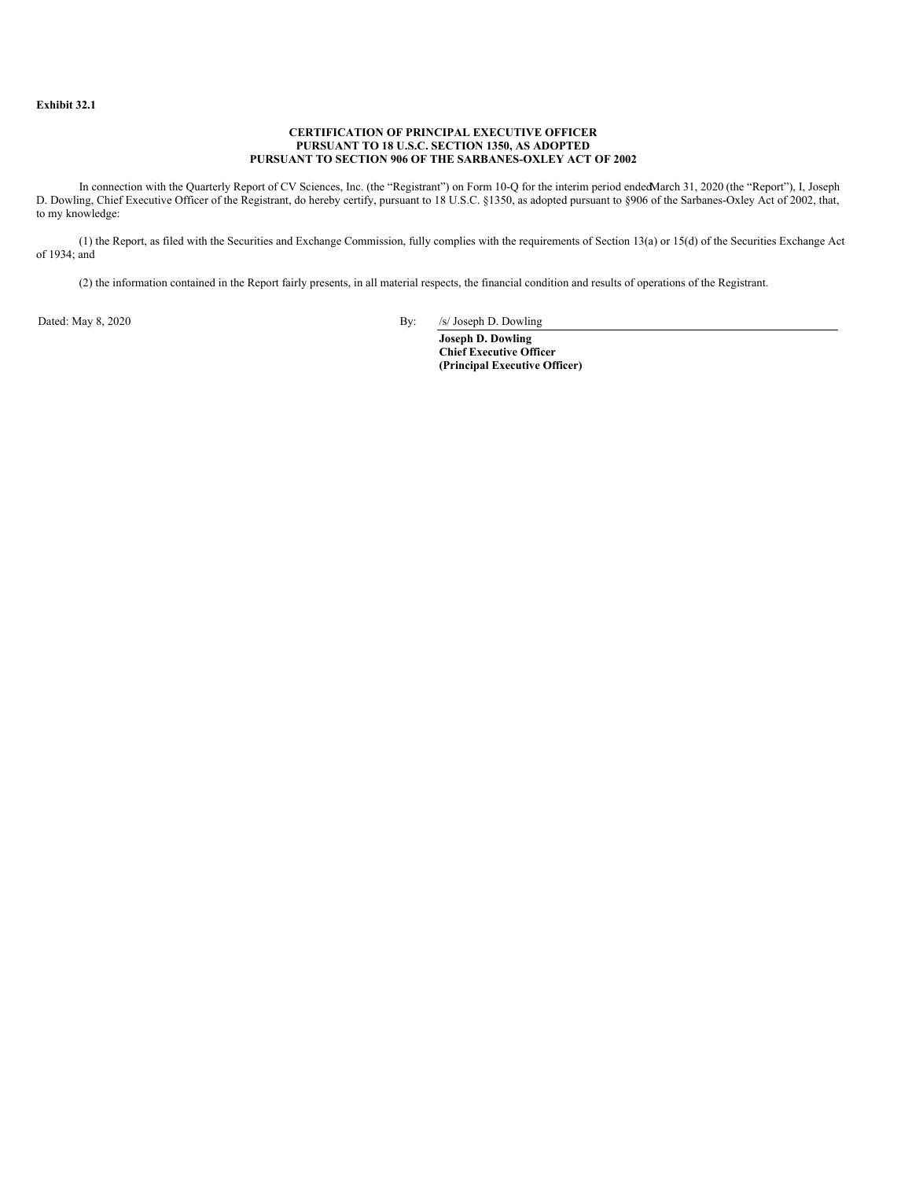**Exhibit 32.1**

**CERTIFICATION OF PRINCIPAL EXECUTIVE OFFICER PURSUANT TO 18 U.S.C. SECTION 1350, AS ADOPTED PURSUANT TO SECTION 906 OF THE SARBANES-OXLEY ACT OF 2002**

In connection with the Quarterly Report of CV Sciences, Inc. (the "Registrant") on Form 10-Q for the interim period ended March 31, 2020 (the "Report"), I, Joseph D. Dowling, Chief Executive Officer of the Registrant, do hereby certify, pursuant to 18 U.S.C. §1350, as adopted pursuant to §906 of the Sarbanes-Oxley Act of 2002, that, to my knowledge:

(1) the Report, as filed with the Securities and Exchange Commission, fully complies with the requirements of Section 13(a) or 15(d) of the Securities Exchange Act of 1934; and

(2) the information contained in the Report fairly presents, in all material respects, the financial condition and results of operations of the Registrant.

Dated: May 8, 2020

By: /s/ Joseph D. Dowling

**Joseph D. Dowling**
**Chief Executive Officer**
**(Principal Executive Officer)**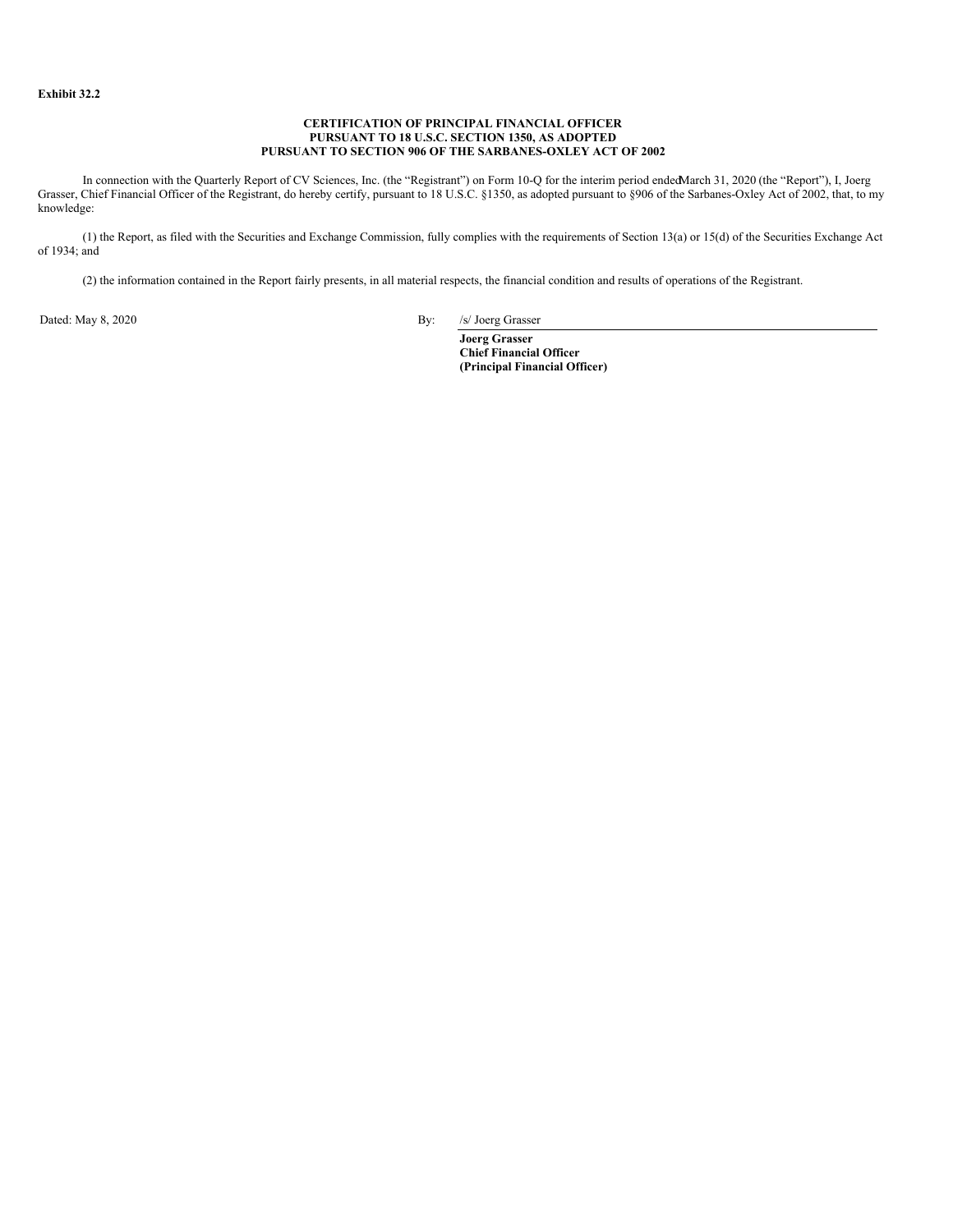**Exhibit 32.2**

**CERTIFICATION OF PRINCIPAL FINANCIAL OFFICER**
**PURSUANT TO 18 U.S.C. SECTION 1350, AS ADOPTED**
**PURSUANT TO SECTION 906 OF THE SARBANES-OXLEY ACT OF 2002**

In connection with the Quarterly Report of CV Sciences, Inc. (the "Registrant") on Form 10-Q for the interim period ended March 31, 2020 (the "Report"), I, Joerg Grasser, Chief Financial Officer of the Registrant, do hereby certify, pursuant to 18 U.S.C. §1350, as adopted pursuant to §906 of the Sarbanes-Oxley Act of 2002, that, to my knowledge:

(1) the Report, as filed with the Securities and Exchange Commission, fully complies with the requirements of Section 13(a) or 15(d) of the Securities Exchange Act of 1934; and

(2) the information contained in the Report fairly presents, in all material respects, the financial condition and results of operations of the Registrant.

Dated: May 8, 2020

By: /s/ Joerg Grasser

**Joerg Grasser**
**Chief Financial Officer**
**(Principal Financial Officer)**